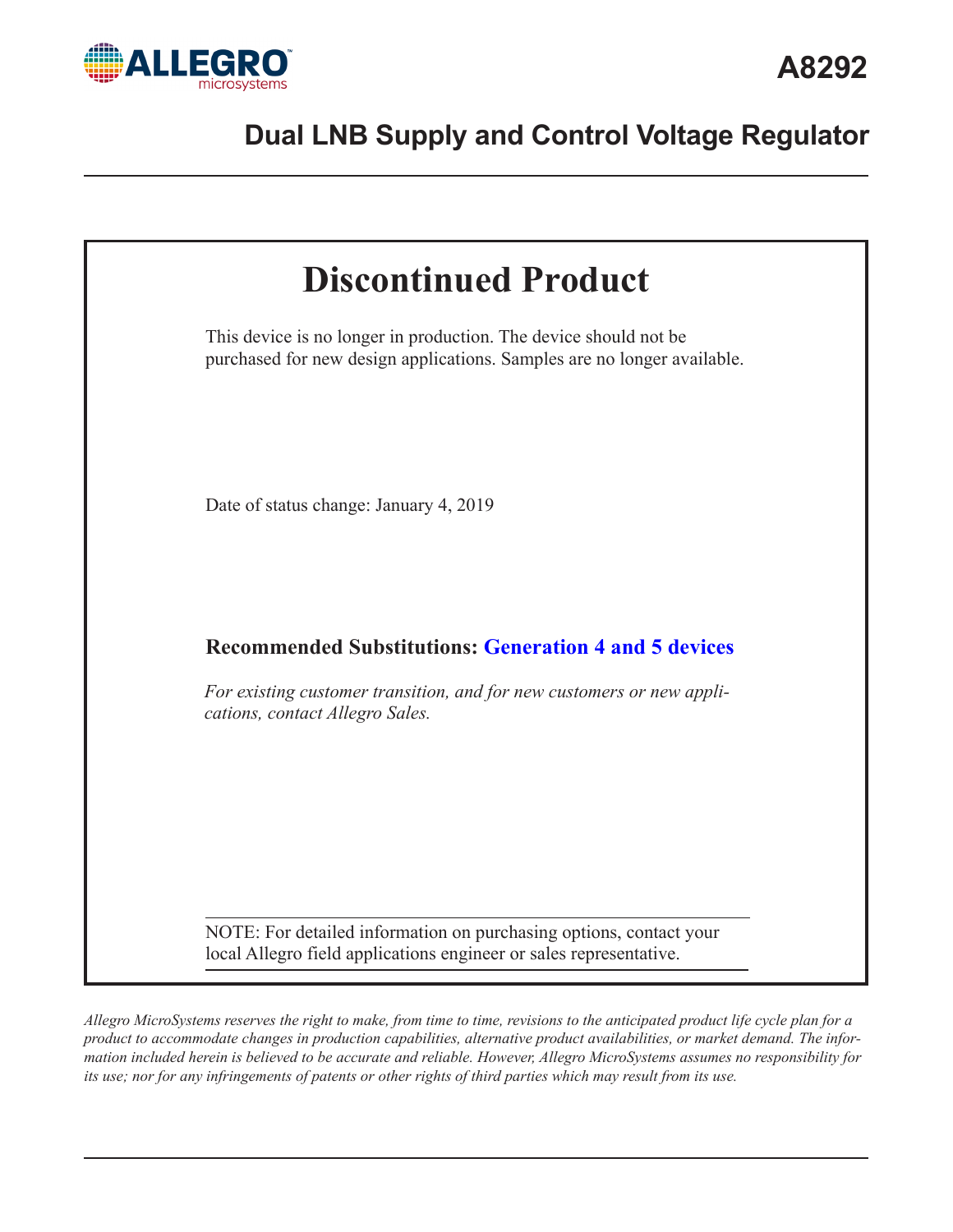# A8292

## Dual LNB Supply and Control Voltage Regulator

# Discontinued Product

This device is no longer in production. The device should not be purchased for new design applications. Samples are no longer available.

Date of status change: January 4, 2019

**Recommended Substitutions: Generation 4 and 5 devices**

*For existing customer transition, and for new customers or new applications, contact Allegro Sales.*

NOTE: For detailed information on purchasing options, contact your local Allegro field applications engineer or sales representative.

*Allegro MicroSystems reserves the right to make, from time to time, revisions to the anticipated product life cycle plan for a product to accommodate changes in production capabilities, alternative product availabilities, or market demand. The information included herein is believed to be accurate and reliable. However, Allegro MicroSystems assumes no responsibility for its use; nor for any infringements of patents or other rights of third parties which may result from its use.*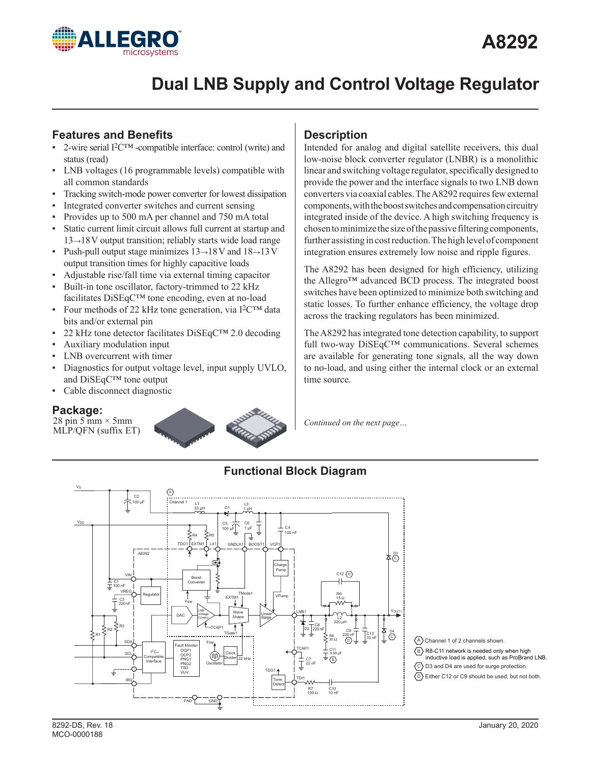# A8292

# Dual LNB Supply and Control Voltage Regulator

## Features and Benefits

- 2-wire serial I²C™ -compatible interface: control (write) and status (read)
- LNB voltages (16 programmable levels) compatible with all common standards
- Tracking switch-mode power converter for lowest dissipation
- Integrated converter switches and current sensing
- Provides up to 500 mA per channel and 750 mA total
- Static current limit circuit allows full current at startup and 13→18 V output transition; reliably starts wide load range
- Push-pull output stage minimizes 13→18 V and 18→13 V output transition times for highly capacitive loads
- Adjustable rise/fall time via external timing capacitor
- Built-in tone oscillator, factory-trimmed to 22 kHz facilitates DiSEqC™ tone encoding, even at no-load
- Four methods of 22 kHz tone generation, via I²C™ data bits and/or external pin
- 22 kHz tone detector facilitates DiSEqC™ 2.0 decoding
- Auxiliary modulation input
- LNB overcurrent with timer
- Diagnostics for output voltage level, input supply UVLO, and DiSEqC™ tone output
- Cable disconnect diagnostic

## Package:

28 pin 5 mm × 5mm MLP/QFN (suffix ET)

## Description

Intended for analog and digital satellite receivers, this dual low-noise block converter regulator (LNBR) is a monolithic linear and switching voltage regulator, specifically designed to provide the power and the interface signals to two LNB down converters via coaxial cables. The A8292 requires few external components, with the boost switches and compensation circuitry integrated inside of the device. A high switching frequency is chosen to minimize the size of the passive filtering components, further assisting in cost reduction. The high level of component integration ensures extremely low noise and ripple figures.

The A8292 has been designed for high efficiency, utilizing the Allegro™ advanced BCD process. The integrated boost switches have been optimized to minimize both switching and static losses. To further enhance efficiency, the voltage drop across the tracking regulators has been minimized.

The A8292 has integrated tone detection capability, to support full two-way DiSEqC™ communications. Several schemes are available for generating tone signals, all the way down to no-load, and using either the internal clock or an external time source.

*Continued on the next page…*

## Functional Block Diagram

(A) Channel 1 of 2 channels shown.
(B) R8-C11 network is needed only when high inductive load is applied, such as ProBrand LNB.
(C) D3 and D4 are used for surge protection.
(D) Either C12 or C9 should be used, but not both.

8292-DS, Rev. 18
MCO-0000188

January 20, 2020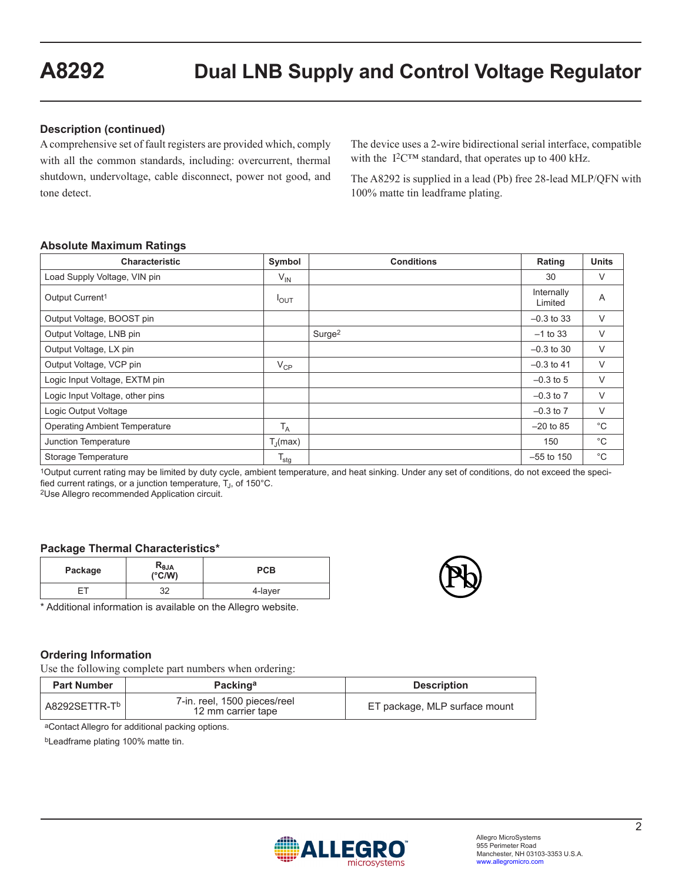## Description (continued)

A comprehensive set of fault registers are provided which, comply with all the common standards, including: overcurrent, thermal shutdown, undervoltage, cable disconnect, power not good, and tone detect.

The device uses a 2-wire bidirectional serial interface, compatible with the I²C™ standard, that operates up to 400 kHz.

The A8292 is supplied in a lead (Pb) free 28-lead MLP/QFN with 100% matte tin leadframe plating.

### Absolute Maximum Ratings

| Characteristic | Symbol | Conditions | Rating | Units |
|---|---|---|---|---|
| Load Supply Voltage, VIN pin | $V_{IN}$ | | 30 | V |
| Output Current[1] | $I_{OUT}$ | | Internally Limited | A |
| Output Voltage, BOOST pin | | | –0.3 to 33 | V |
| Output Voltage, LNB pin | | Surge[2] | –1 to 33 | V |
| Output Voltage, LX pin | | | –0.3 to 30 | V |
| Output Voltage, VCP pin | $V_{CP}$ | | –0.3 to 41 | V |
| Logic Input Voltage, EXTM pin | | | –0.3 to 5 | V |
| Logic Input Voltage, other pins | | | –0.3 to 7 | V |
| Logic Output Voltage | | | –0.3 to 7 | V |
| Operating Ambient Temperature | $T_A$ | | –20 to 85 | °C |
| Junction Temperature | $T_J$(max) | | 150 | °C |
| Storage Temperature | $T_{stg}$ | | –55 to 150 | °C |

[1]Output current rating may be limited by duty cycle, ambient temperature, and heat sinking. Under any set of conditions, do not exceed the specified current ratings, or a junction temperature, $T_J$, of 150°C.
[2]Use Allegro recommended Application circuit.

### Package Thermal Characteristics*

| Package | $R_{\theta JA}$ (°C/W) | PCB |
|---|---|---|
| ET | 32 | 4-layer |

\* Additional information is available on the Allegro website.

### Ordering Information

Use the following complete part numbers when ordering:

| Part Number | Packing[a] | Description |
|---|---|---|
| A8292SETTR-T[b] | 7-in. reel, 1500 pieces/reel 12 mm carrier tape | ET package, MLP surface mount |

[a]Contact Allegro for additional packing options.

[b]Leadframe plating 100% matte tin.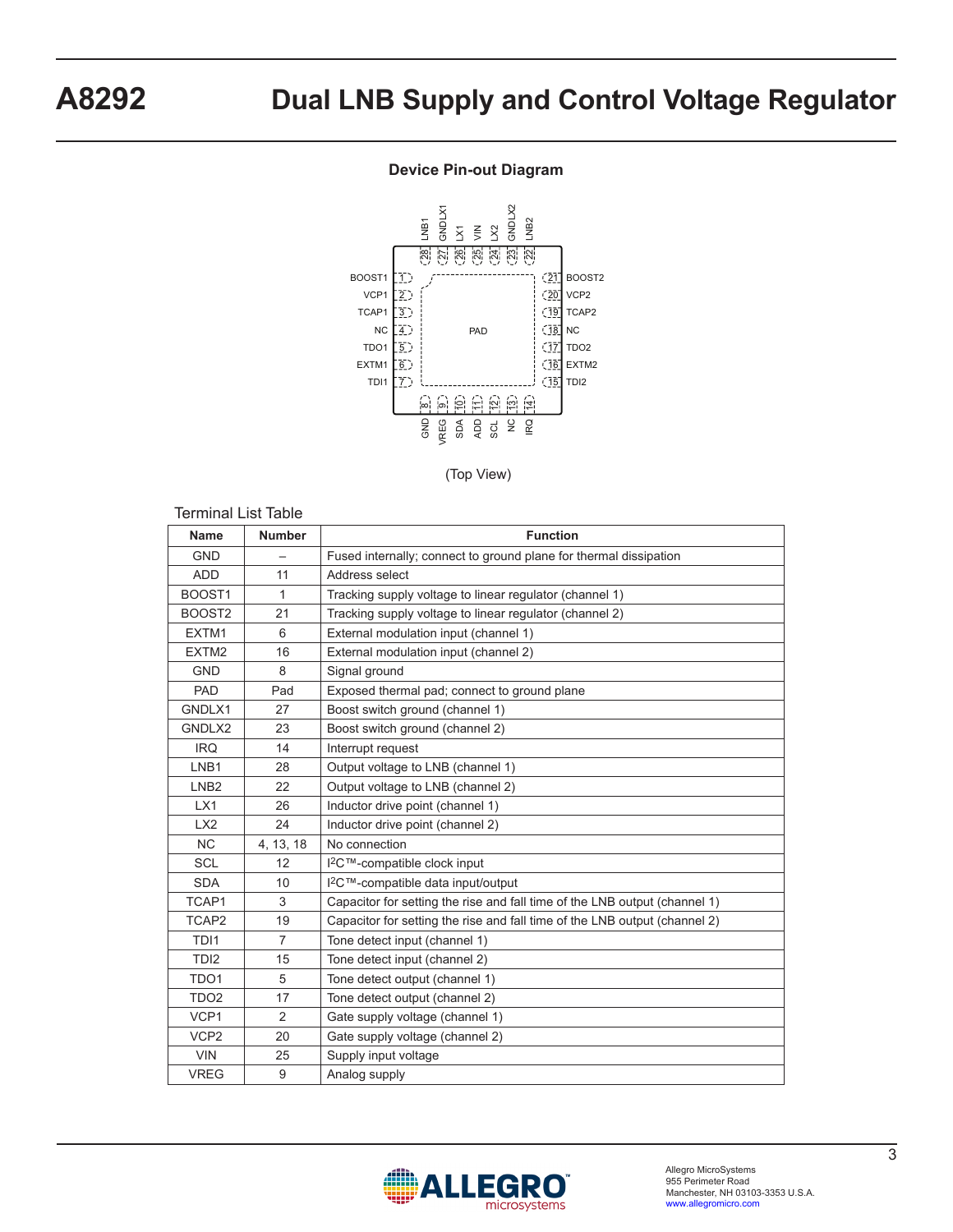## Device Pin-out Diagram

(Top View)

Terminal List Table

| Name | Number | Function |
|---|---|---|
| GND | – | Fused internally; connect to ground plane for thermal dissipation |
| ADD | 11 | Address select |
| BOOST1 | 1 | Tracking supply voltage to linear regulator (channel 1) |
| BOOST2 | 21 | Tracking supply voltage to linear regulator (channel 2) |
| EXTM1 | 6 | External modulation input (channel 1) |
| EXTM2 | 16 | External modulation input (channel 2) |
| GND | 8 | Signal ground |
| PAD | Pad | Exposed thermal pad; connect to ground plane |
| GNDLX1 | 27 | Boost switch ground (channel 1) |
| GNDLX2 | 23 | Boost switch ground (channel 2) |
| IRQ | 14 | Interrupt request |
| LNB1 | 28 | Output voltage to LNB (channel 1) |
| LNB2 | 22 | Output voltage to LNB (channel 2) |
| LX1 | 26 | Inductor drive point (channel 1) |
| LX2 | 24 | Inductor drive point (channel 2) |
| NC | 4, 13, 18 | No connection |
| SCL | 12 | I2C™-compatible clock input |
| SDA | 10 | I2C™-compatible data input/output |
| TCAP1 | 3 | Capacitor for setting the rise and fall time of the LNB output (channel 1) |
| TCAP2 | 19 | Capacitor for setting the rise and fall time of the LNB output (channel 2) |
| TDI1 | 7 | Tone detect input (channel 1) |
| TDI2 | 15 | Tone detect input (channel 2) |
| TDO1 | 5 | Tone detect output (channel 1) |
| TDO2 | 17 | Tone detect output (channel 2) |
| VCP1 | 2 | Gate supply voltage (channel 1) |
| VCP2 | 20 | Gate supply voltage (channel 2) |
| VIN | 25 | Supply input voltage |
| VREG | 9 | Analog supply |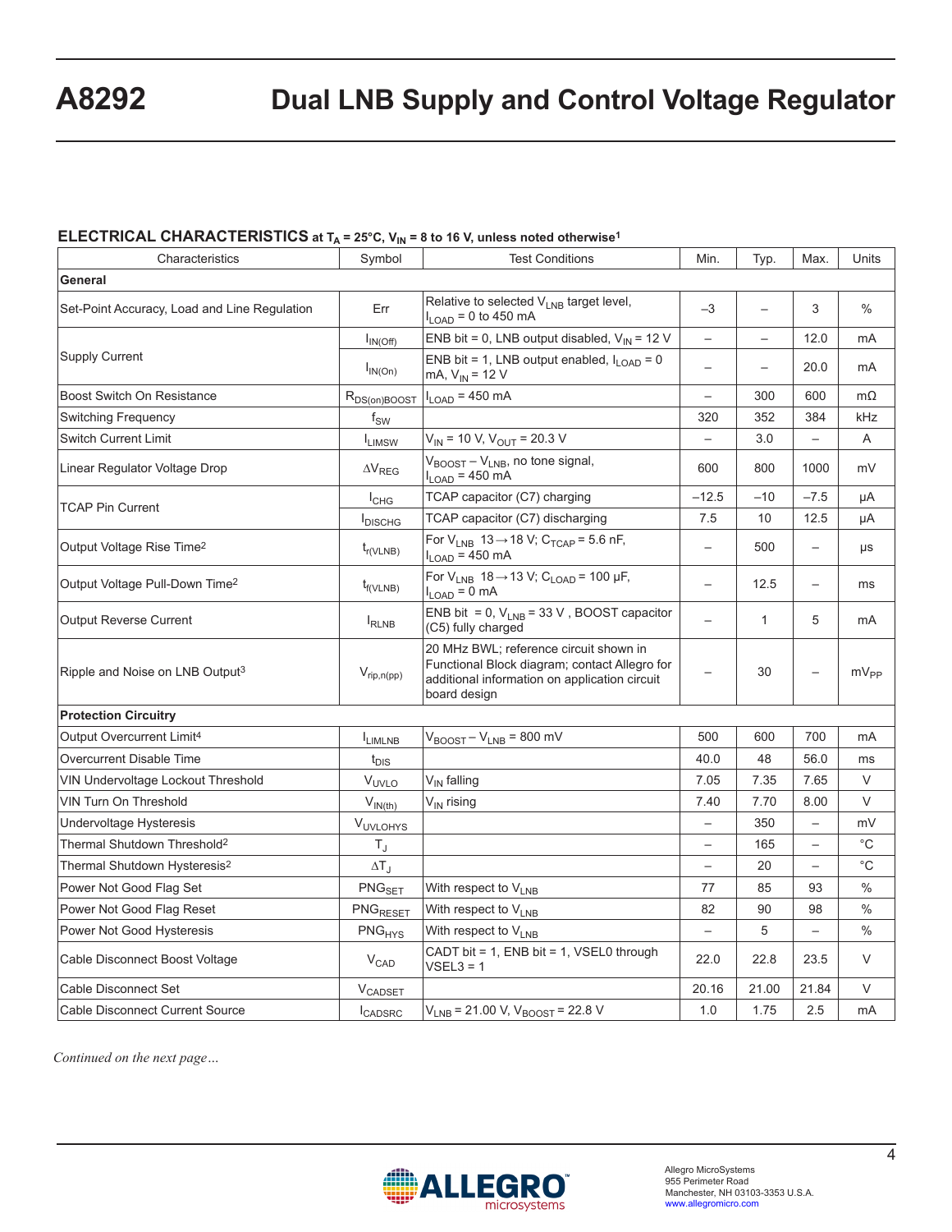**ELECTRICAL CHARACTERISTICS** at $T_A$ = 25°C, $V_{IN}$ = 8 to 16 V, unless noted otherwise[1]

| Characteristics | Symbol | Test Conditions | Min. | Typ. | Max. | Units |
|---|---|---|---|---|---|---|
| **General** | | | | | | |
| Set-Point Accuracy, Load and Line Regulation | Err | Relative to selected $V_{LNB}$ target level, $I_{LOAD}$ = 0 to 450 mA | –3 | – | 3 | % |
| Supply Current | $I_{IN(Off)}$ | ENB bit = 0, LNB output disabled, $V_{IN}$ = 12 V | – | – | 12.0 | mA |
| | $I_{IN(On)}$ | ENB bit = 1, LNB output enabled, $I_{LOAD}$ = 0 mA, $V_{IN}$ = 12 V | – | – | 20.0 | mA |
| Boost Switch On Resistance | $R_{DS(on)BOOST}$ | $I_{LOAD}$ = 450 mA | – | 300 | 600 | mΩ |
| Switching Frequency | $f_{SW}$ | | 320 | 352 | 384 | kHz |
| Switch Current Limit | $I_{LIMSW}$ | $V_{IN}$ = 10 V, $V_{OUT}$ = 20.3 V | – | 3.0 | – | A |
| Linear Regulator Voltage Drop | $\Delta V_{REG}$ | $V_{BOOST} – V_{LNB}$, no tone signal, $I_{LOAD}$ = 450 mA | 600 | 800 | 1000 | mV |
| TCAP Pin Current | $I_{CHG}$ | TCAP capacitor (C7) charging | –12.5 | –10 | –7.5 | μA |
| | $I_{DISCHG}$ | TCAP capacitor (C7) discharging | 7.5 | 10 | 12.5 | μA |
| Output Voltage Rise Time[2] | $t_{r(VLNB)}$ | For $V_{LNB}$ 13→18 V; $C_{TCAP}$ = 5.6 nF, $I_{LOAD}$ = 450 mA | – | 500 | – | μs |
| Output Voltage Pull-Down Time[2] | $t_{f(VLNB)}$ | For $V_{LNB}$ 18→13 V; $C_{LOAD}$ = 100 μF, $I_{LOAD}$ = 0 mA | – | 12.5 | – | ms |
| Output Reverse Current | $I_{RLNB}$ | ENB bit = 0, $V_{LNB}$ = 33 V, BOOST capacitor (C5) fully charged | – | 1 | 5 | mA |
| Ripple and Noise on LNB Output[3] | $V_{rip,n(pp)}$ | 20 MHz BWL; reference circuit shown in Functional Block diagram; contact Allegro for additional information on application circuit board design | – | 30 | – | $mV_{PP}$ |
| **Protection Circuitry** | | | | | | |
| Output Overcurrent Limit[4] | $I_{LIMLNB}$ | $V_{BOOST} – V_{LNB}$ = 800 mV | 500 | 600 | 700 | mA |
| Overcurrent Disable Time | $t_{DIS}$ | | 40.0 | 48 | 56.0 | ms |
| VIN Undervoltage Lockout Threshold | $V_{UVLO}$ | $V_{IN}$ falling | 7.05 | 7.35 | 7.65 | V |
| VIN Turn On Threshold | $V_{IN(th)}$ | $V_{IN}$ rising | 7.40 | 7.70 | 8.00 | V |
| Undervoltage Hysteresis | $V_{UVLOHYS}$ | | – | 350 | – | mV |
| Thermal Shutdown Threshold[2] | $T_J$ | | – | 165 | – | °C |
| Thermal Shutdown Hysteresis[2] | $\Delta T_J$ | | – | 20 | – | °C |
| Power Not Good Flag Set | $PNG_{SET}$ | With respect to $V_{LNB}$ | 77 | 85 | 93 | % |
| Power Not Good Flag Reset | $PNG_{RESET}$ | With respect to $V_{LNB}$ | 82 | 90 | 98 | % |
| Power Not Good Hysteresis | $PNG_{HYS}$ | With respect to $V_{LNB}$ | – | 5 | – | % |
| Cable Disconnect Boost Voltage | $V_{CAD}$ | CADT bit = 1, ENB bit = 1, VSEL0 through VSEL3 = 1 | 22.0 | 22.8 | 23.5 | V |
| Cable Disconnect Set | $V_{CADSET}$ | | 20.16 | 21.00 | 21.84 | V |
| Cable Disconnect Current Source | $I_{CADSRC}$ | $V_{LNB}$ = 21.00 V, $V_{BOOST}$ = 22.8 V | 1.0 | 1.75 | 2.5 | mA |

*Continued on the next page…*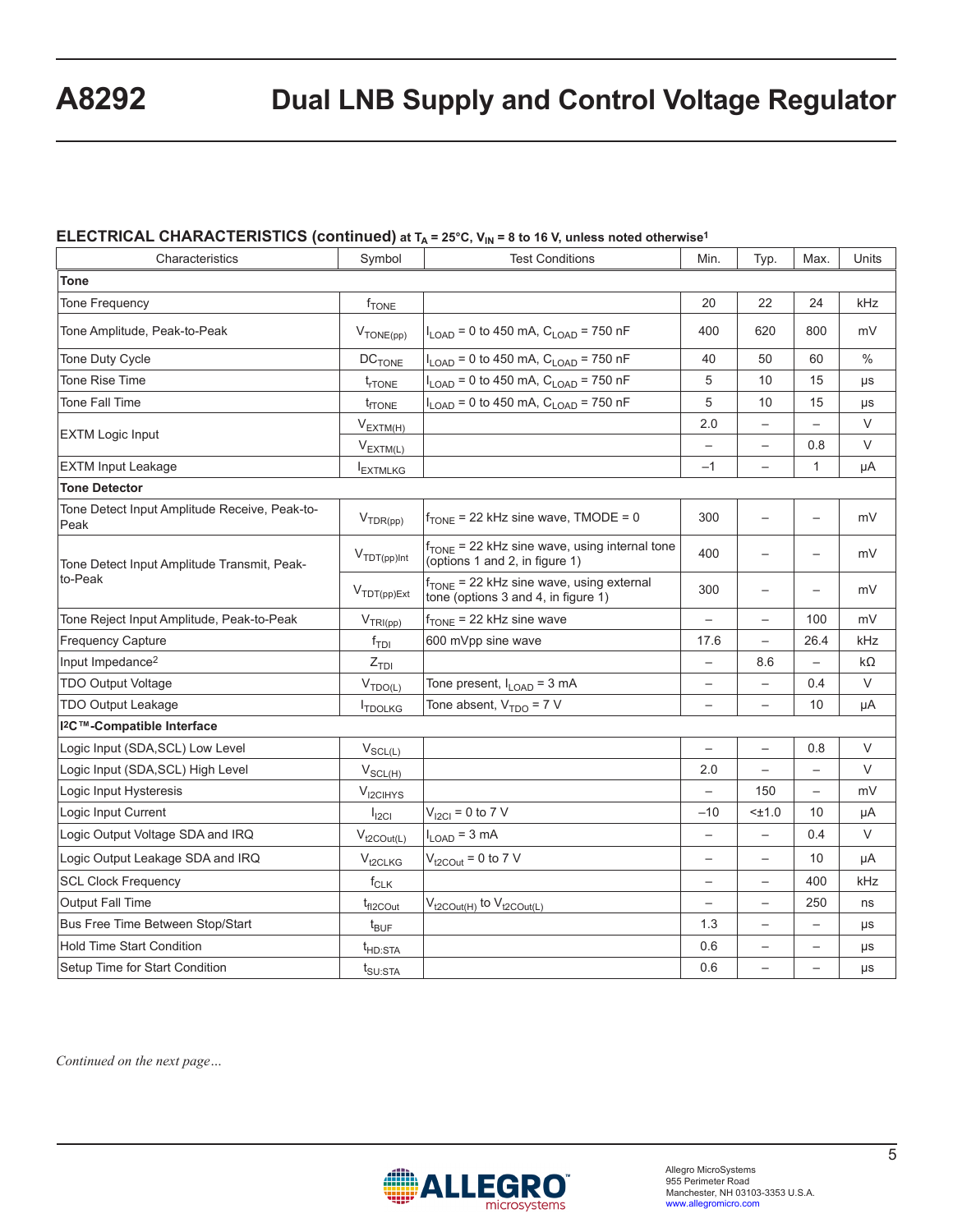### ELECTRICAL CHARACTERISTICS (continued) at $T_A$ = 25°C, $V_{IN}$ = 8 to 16 V, unless noted otherwise[1]

| Characteristics | Symbol | Test Conditions | Min. | Typ. | Max. | Units |
|---|---|---|---|---|---|---|
| **Tone** | | | | | | |
| Tone Frequency | $f_{TONE}$ | | 20 | 22 | 24 | kHz |
| Tone Amplitude, Peak-to-Peak | $V_{TONE(pp)}$ | $I_{LOAD}$ = 0 to 450 mA, $C_{LOAD}$ = 750 nF | 400 | 620 | 800 | mV |
| Tone Duty Cycle | $DC_{TONE}$ | $I_{LOAD}$ = 0 to 450 mA, $C_{LOAD}$ = 750 nF | 40 | 50 | 60 | % |
| Tone Rise Time | $t_{rTONE}$ | $I_{LOAD}$ = 0 to 450 mA, $C_{LOAD}$ = 750 nF | 5 | 10 | 15 | μs |
| Tone Fall Time | $t_{fTONE}$ | $I_{LOAD}$ = 0 to 450 mA, $C_{LOAD}$ = 750 nF | 5 | 10 | 15 | μs |
| EXTM Logic Input | $V_{EXTM(H)}$ | | 2.0 | – | – | V |
| | $V_{EXTM(L)}$ | | – | – | 0.8 | V |
| EXTM Input Leakage | $I_{EXTMLKG}$ | | –1 | – | 1 | μA |
| **Tone Detector** | | | | | | |
| Tone Detect Input Amplitude Receive, Peak-to-Peak | $V_{TDR(pp)}$ | $f_{TONE}$ = 22 kHz sine wave, TMODE = 0 | 300 | – | – | mV |
| Tone Detect Input Amplitude Transmit, Peak-to-Peak | $V_{TDT(pp)Int}$ | $f_{TONE}$ = 22 kHz sine wave, using internal tone (options 1 and 2, in figure 1) | 400 | – | – | mV |
| | $V_{TDT(pp)Ext}$ | $f_{TONE}$ = 22 kHz sine wave, using external tone (options 3 and 4, in figure 1) | 300 | – | – | mV |
| Tone Reject Input Amplitude, Peak-to-Peak | $V_{TRI(pp)}$ | $f_{TONE}$ = 22 kHz sine wave | – | – | 100 | mV |
| Frequency Capture | $f_{TDI}$ | 600 mVpp sine wave | 17.6 | – | 26.4 | kHz |
| Input Impedance[2] | $Z_{TDI}$ | | – | 8.6 | – | kΩ |
| TDO Output Voltage | $V_{TDO(L)}$ | Tone present, $I_{LOAD}$ = 3 mA | – | – | 0.4 | V |
| TDO Output Leakage | $I_{TDOLKG}$ | Tone absent, $V_{TDO}$ = 7 V | – | – | 10 | μA |
| **I²C™-Compatible Interface** | | | | | | |
| Logic Input (SDA,SCL) Low Level | $V_{SCL(L)}$ | | – | – | 0.8 | V |
| Logic Input (SDA,SCL) High Level | $V_{SCL(H)}$ | | 2.0 | – | – | V |
| Logic Input Hysteresis | $V_{I2CIHYS}$ | | – | 150 | – | mV |
| Logic Input Current | $I_{I2CI}$ | $V_{I2CI}$ = 0 to 7 V | –10 | <±1.0 | 10 | μA |
| Logic Output Voltage SDA and IRQ | $V_{t2COut(L)}$ | $I_{LOAD}$ = 3 mA | – | – | 0.4 | V |
| Logic Output Leakage SDA and IRQ | $V_{t2CLKG}$ | $V_{t2COut}$ = 0 to 7 V | – | – | 10 | μA |
| SCL Clock Frequency | $f_{CLK}$ | | – | – | 400 | kHz |
| Output Fall Time | $t_{fI2COut}$ | $V_{t2COut(H)}$ to $V_{t2COut(L)}$ | – | – | 250 | ns |
| Bus Free Time Between Stop/Start | $t_{BUF}$ | | 1.3 | – | – | μs |
| Hold Time Start Condition | $t_{HD:STA}$ | | 0.6 | – | – | μs |
| Setup Time for Start Condition | $t_{SU:STA}$ | | 0.6 | – | – | μs |

*Continued on the next page…*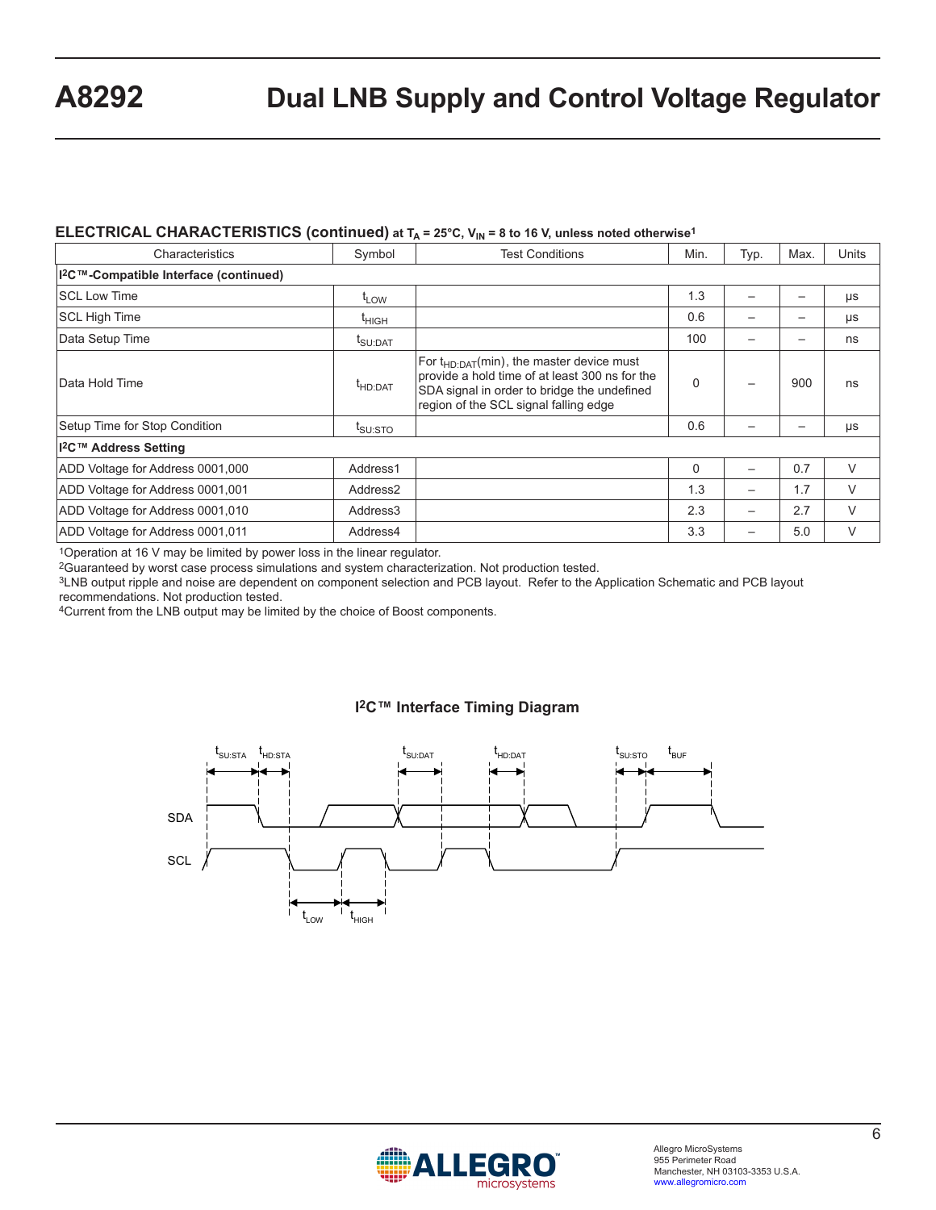## ELECTRICAL CHARACTERISTICS (continued) at $T_A$ = 25°C, $V_{IN}$ = 8 to 16 V, unless noted otherwise[1]

| Characteristics | Symbol | Test Conditions | Min. | Typ. | Max. | Units |
|---|---|---|---|---|---|---|
| **I²C™-Compatible Interface (continued)** | | | | | | |
| SCL Low Time | $t_{LOW}$ | | 1.3 | – | – | μs |
| SCL High Time | $t_{HIGH}$ | | 0.6 | – | – | μs |
| Data Setup Time | $t_{SU:DAT}$ | | 100 | – | – | ns |
| Data Hold Time | $t_{HD:DAT}$ | For $t_{HD:DAT}$(min), the master device must provide a hold time of at least 300 ns for the SDA signal in order to bridge the undefined region of the SCL signal falling edge | 0 | – | 900 | ns |
| Setup Time for Stop Condition | $t_{SU:STO}$ | | 0.6 | – | – | μs |
| **I²C™ Address Setting** | | | | | | |
| ADD Voltage for Address 0001,000 | Address1 | | 0 | – | 0.7 | V |
| ADD Voltage for Address 0001,001 | Address2 | | 1.3 | – | 1.7 | V |
| ADD Voltage for Address 0001,010 | Address3 | | 2.3 | – | 2.7 | V |
| ADD Voltage for Address 0001,011 | Address4 | | 3.3 | – | 5.0 | V |

[1]Operation at 16 V may be limited by power loss in the linear regulator.
[2]Guaranteed by worst case process simulations and system characterization. Not production tested.
[3]LNB output ripple and noise are dependent on component selection and PCB layout. Refer to the Application Schematic and PCB layout recommendations. Not production tested.
[4]Current from the LNB output may be limited by the choice of Boost components.

### I²C™ Interface Timing Diagram

SDA, SCL; $t_{SU:STA}$, $t_{HD:STA}$, $t_{SU:DAT}$, $t_{HD:DAT}$, $t_{SU:STO}$, $t_{BUF}$, $t_{LOW}$, $t_{HIGH}$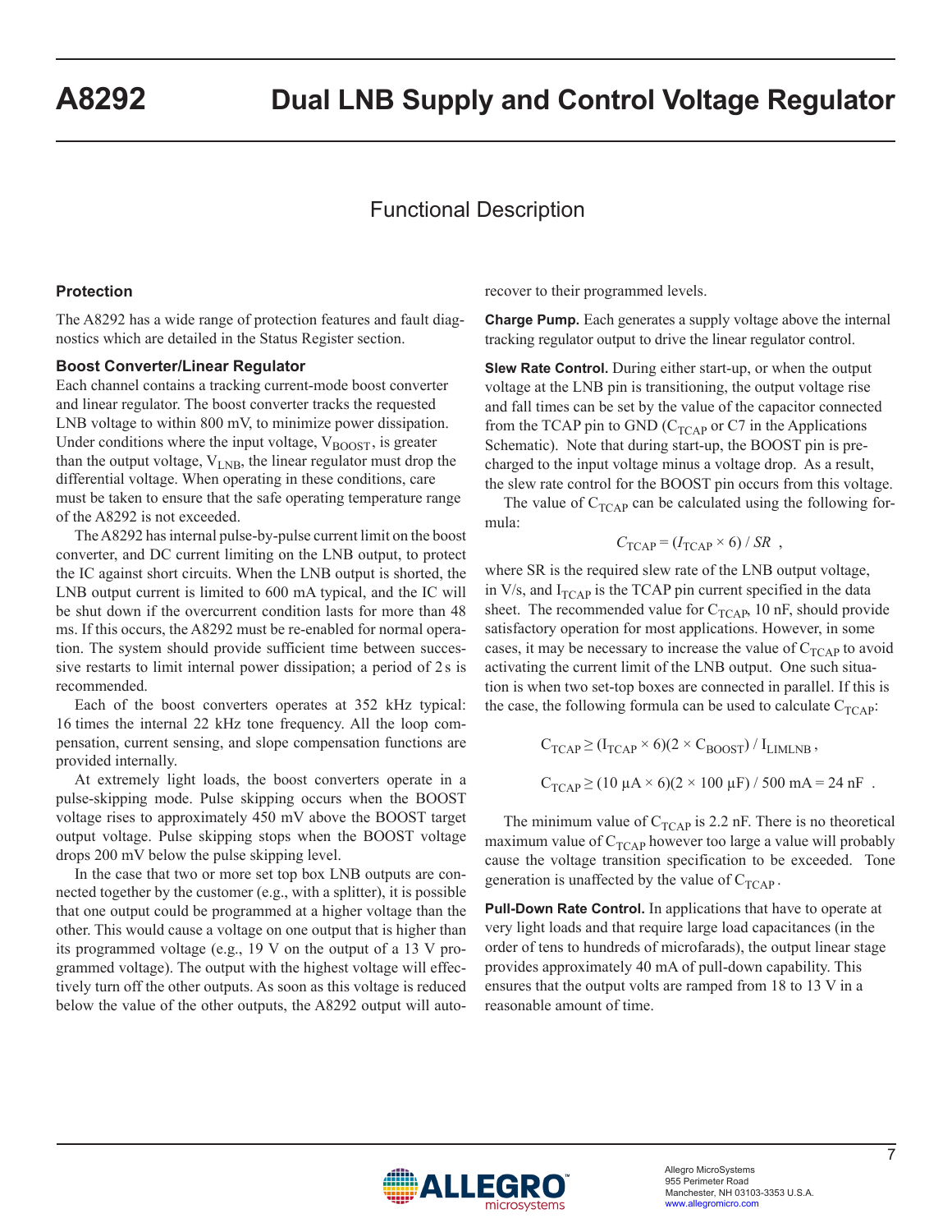# Functional Description

## Protection

The A8292 has a wide range of protection features and fault diagnostics which are detailed in the Status Register section.

### Boost Converter/Linear Regulator

Each channel contains a tracking current-mode boost converter and linear regulator. The boost converter tracks the requested LNB voltage to within 800 mV, to minimize power dissipation. Under conditions where the input voltage, $V_{BOOST}$, is greater than the output voltage, $V_{LNB}$, the linear regulator must drop the differential voltage. When operating in these conditions, care must be taken to ensure that the safe operating temperature range of the A8292 is not exceeded.

The A8292 has internal pulse-by-pulse current limit on the boost converter, and DC current limiting on the LNB output, to protect the IC against short circuits. When the LNB output is shorted, the LNB output current is limited to 600 mA typical, and the IC will be shut down if the overcurrent condition lasts for more than 48 ms. If this occurs, the A8292 must be re-enabled for normal operation. The system should provide sufficient time between successive restarts to limit internal power dissipation; a period of 2 s is recommended.

Each of the boost converters operates at 352 kHz typical: 16 times the internal 22 kHz tone frequency. All the loop compensation, current sensing, and slope compensation functions are provided internally.

At extremely light loads, the boost converters operate in a pulse-skipping mode. Pulse skipping occurs when the BOOST voltage rises to approximately 450 mV above the BOOST target output voltage. Pulse skipping stops when the BOOST voltage drops 200 mV below the pulse skipping level.

In the case that two or more set top box LNB outputs are connected together by the customer (e.g., with a splitter), it is possible that one output could be programmed at a higher voltage than the other. This would cause a voltage on one output that is higher than its programmed voltage (e.g., 19 V on the output of a 13 V programmed voltage). The output with the highest voltage will effectively turn off the other outputs. As soon as this voltage is reduced below the value of the other outputs, the A8292 output will auto-recover to their programmed levels.

**Charge Pump.** Each generates a supply voltage above the internal tracking regulator output to drive the linear regulator control.

**Slew Rate Control.** During either start-up, or when the output voltage at the LNB pin is transitioning, the output voltage rise and fall times can be set by the value of the capacitor connected from the TCAP pin to GND ($C_{TCAP}$ or C7 in the Applications Schematic). Note that during start-up, the BOOST pin is pre-charged to the input voltage minus a voltage drop. As a result, the slew rate control for the BOOST pin occurs from this voltage.

The value of $C_{TCAP}$ can be calculated using the following formula:

$$C_{TCAP} = (I_{TCAP} \times 6) / SR \ ,$$

where SR is the required slew rate of the LNB output voltage, in V/s, and $I_{TCAP}$ is the TCAP pin current specified in the data sheet. The recommended value for $C_{TCAP}$, 10 nF, should provide satisfactory operation for most applications. However, in some cases, it may be necessary to increase the value of $C_{TCAP}$ to avoid activating the current limit of the LNB output. One such situation is when two set-top boxes are connected in parallel. If this is the case, the following formula can be used to calculate $C_{TCAP}$:

$$C_{TCAP} \geq (I_{TCAP} \times 6)(2 \times C_{BOOST}) / I_{LIMLNB} \ ,$$

$$C_{TCAP} \geq (10\ \mu A \times 6)(2 \times 100\ \mu F) / 500\ mA = 24\ nF \ .$$

The minimum value of $C_{TCAP}$ is 2.2 nF. There is no theoretical maximum value of $C_{TCAP}$ however too large a value will probably cause the voltage transition specification to be exceeded. Tone generation is unaffected by the value of $C_{TCAP}$.

**Pull-Down Rate Control.** In applications that have to operate at very light loads and that require large load capacitances (in the order of tens to hundreds of microfarads), the output linear stage provides approximately 40 mA of pull-down capability. This ensures that the output volts are ramped from 18 to 13 V in a reasonable amount of time.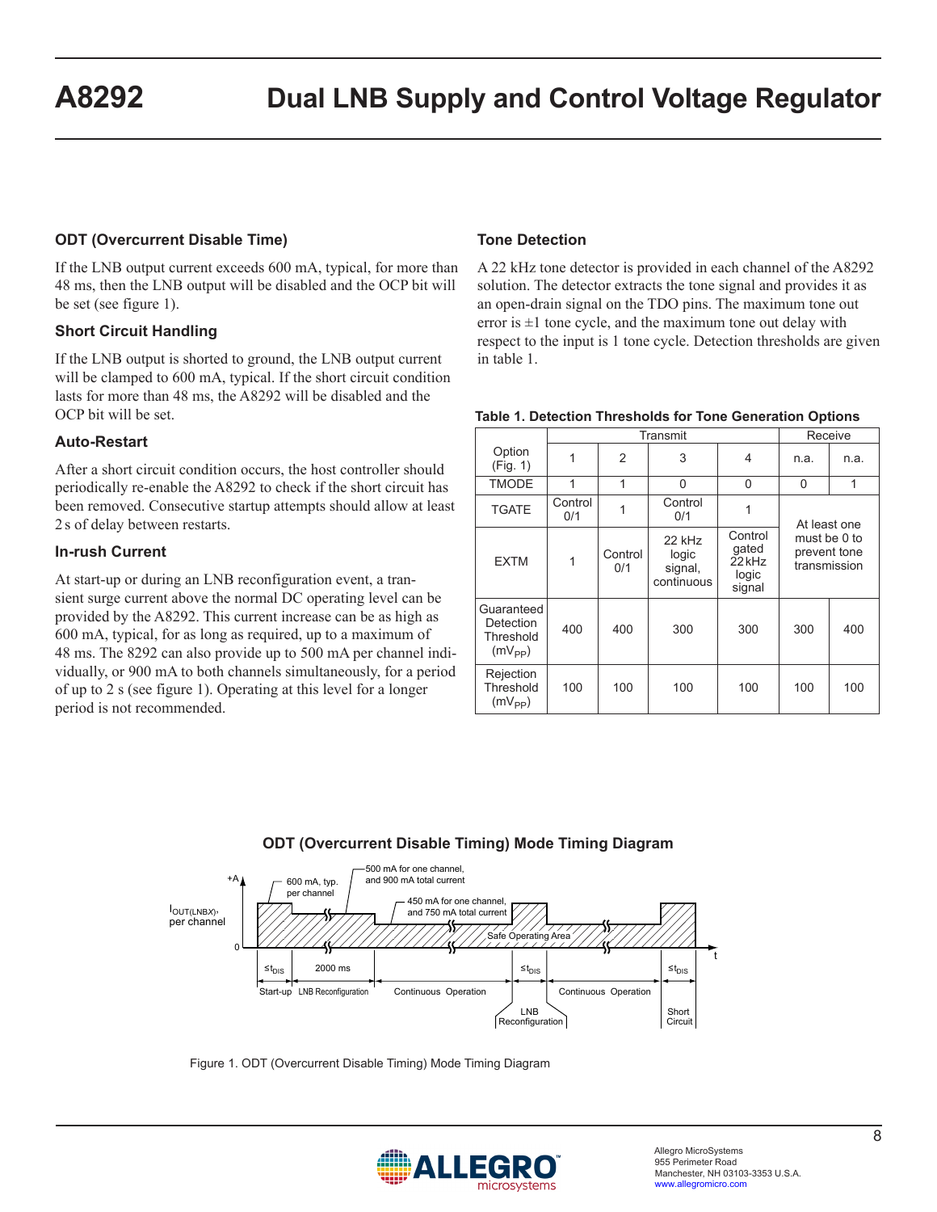### ODT (Overcurrent Disable Time)

If the LNB output current exceeds 600 mA, typical, for more than 48 ms, then the LNB output will be disabled and the OCP bit will be set (see figure 1).

### Short Circuit Handling

If the LNB output is shorted to ground, the LNB output current will be clamped to 600 mA, typical. If the short circuit condition lasts for more than 48 ms, the A8292 will be disabled and the OCP bit will be set.

### Auto-Restart

After a short circuit condition occurs, the host controller should periodically re-enable the A8292 to check if the short circuit has been removed. Consecutive startup attempts should allow at least 2 s of delay between restarts.

### In-rush Current

At start-up or during an LNB reconfiguration event, a transient surge current above the normal DC operating level can be provided by the A8292. This current increase can be as high as 600 mA, typical, for as long as required, up to a maximum of 48 ms. The 8292 can also provide up to 500 mA per channel individually, or 900 mA to both channels simultaneously, for a period of up to 2 s (see figure 1). Operating at this level for a longer period is not recommended.

### Tone Detection

A 22 kHz tone detector is provided in each channel of the A8292 solution. The detector extracts the tone signal and provides it as an open-drain signal on the TDO pins. The maximum tone out error is ±1 tone cycle, and the maximum tone out delay with respect to the input is 1 tone cycle. Detection thresholds are given in table 1.

**Table 1. Detection Thresholds for Tone Generation Options**

| | Transmit | | | | Receive | |
|---|---|---|---|---|---|---|
| Option (Fig. 1) | 1 | 2 | 3 | 4 | n.a. | n.a. |
| TMODE | 1 | 1 | 0 | 0 | 0 | 1 |
| TGATE | Control 0/1 | 1 | Control 0/1 | 1 | At least one must be 0 to prevent tone transmission | |
| EXTM | 1 | Control 0/1 | 22 kHz logic signal, continuous | Control gated 22 kHz logic signal | | |
| Guaranteed Detection Threshold ($mV_{PP}$) | 400 | 400 | 300 | 300 | 300 | 400 |
| Rejection Threshold ($mV_{PP}$) | 100 | 100 | 100 | 100 | 100 | 100 |

**ODT (Overcurrent Disable Timing) Mode Timing Diagram**

Figure 1. ODT (Overcurrent Disable Timing) Mode Timing Diagram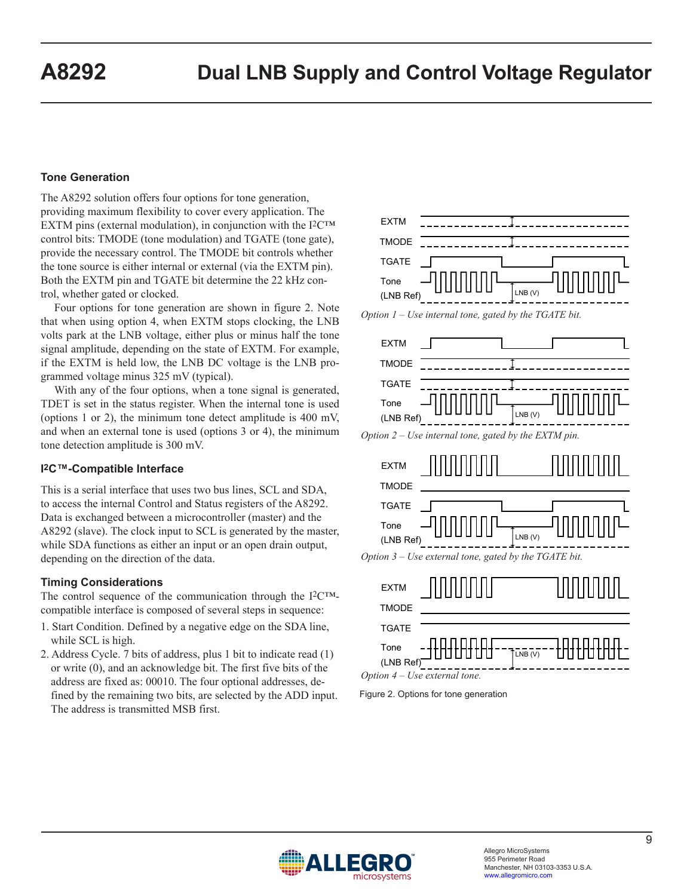## Tone Generation

The A8292 solution offers four options for tone generation, providing maximum flexibility to cover every application. The EXTM pins (external modulation), in conjunction with the I²C™ control bits: TMODE (tone modulation) and TGATE (tone gate), provide the necessary control. The TMODE bit controls whether the tone source is either internal or external (via the EXTM pin). Both the EXTM pin and TGATE bit determine the 22 kHz control, whether gated or clocked.

Four options for tone generation are shown in figure 2. Note that when using option 4, when EXTM stops clocking, the LNB volts park at the LNB voltage, either plus or minus half the tone signal amplitude, depending on the state of EXTM. For example, if the EXTM is held low, the LNB DC voltage is the LNB programmed voltage minus 325 mV (typical).

With any of the four options, when a tone signal is generated, TDET is set in the status register. When the internal tone is used (options 1 or 2), the minimum tone detect amplitude is 400 mV, and when an external tone is used (options 3 or 4), the minimum tone detection amplitude is 300 mV.

*Option 1 – Use internal tone, gated by the TGATE bit.*

*Option 2 – Use internal tone, gated by the EXTM pin.*

*Option 3 – Use external tone, gated by the TGATE bit.*

*Option 4 – Use external tone.*

Figure 2. Options for tone generation

### I²C™-Compatible Interface

This is a serial interface that uses two bus lines, SCL and SDA, to access the internal Control and Status registers of the A8292. Data is exchanged between a microcontroller (master) and the A8292 (slave). The clock input to SCL is generated by the master, while SDA functions as either an input or an open drain output, depending on the direction of the data.

### Timing Considerations

The control sequence of the communication through the I²C™-compatible interface is composed of several steps in sequence:

1. Start Condition. Defined by a negative edge on the SDA line, while SCL is high.
2. Address Cycle. 7 bits of address, plus 1 bit to indicate read (1) or write (0), and an acknowledge bit. The first five bits of the address are fixed as: 00010. The four optional addresses, defined by the remaining two bits, are selected by the ADD input. The address is transmitted MSB first.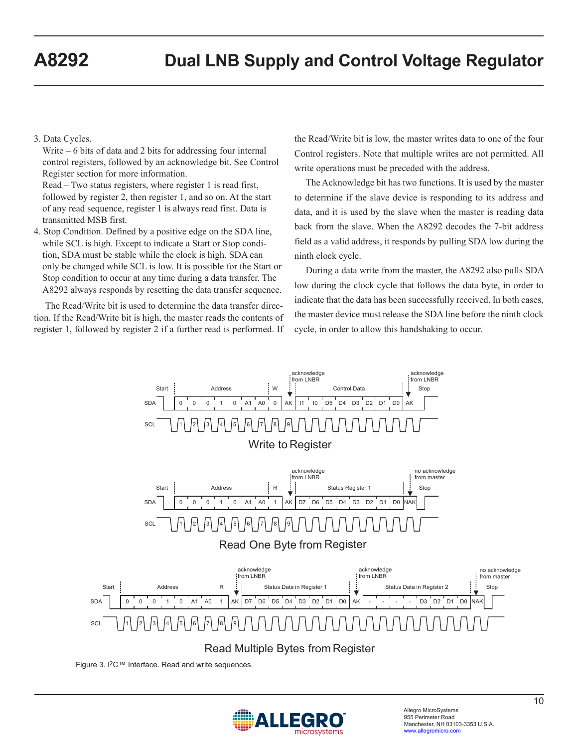3. Data Cycles.

   Write – 6 bits of data and 2 bits for addressing four internal control registers, followed by an acknowledge bit. See Control Register section for more information.

   Read – Two status registers, where register 1 is read first, followed by register 2, then register 1, and so on. At the start of any read sequence, register 1 is always read first. Data is transmitted MSB first.

4. Stop Condition. Defined by a positive edge on the SDA line, while SCL is high. Except to indicate a Start or Stop condition, SDA must be stable while the clock is high. SDA can only be changed while SCL is low. It is possible for the Start or Stop condition to occur at any time during a data transfer. The A8292 always responds by resetting the data transfer sequence.

The Read/Write bit is used to determine the data transfer direction. If the Read/Write bit is high, the master reads the contents of register 1, followed by register 2 if a further read is performed. If the Read/Write bit is low, the master writes data to one of the four Control registers. Note that multiple writes are not permitted. All write operations must be preceded with the address.

The Acknowledge bit has two functions. It is used by the master to determine if the slave device is responding to its address and data, and it is used by the slave when the master is reading data back from the slave. When the A8292 decodes the 7-bit address field as a valid address, it responds by pulling SDA low during the ninth clock cycle.

During a data write from the master, the A8292 also pulls SDA low during the clock cycle that follows the data byte, in order to indicate that the data has been successfully received. In both cases, the master device must release the SDA line before the ninth clock cycle, in order to allow this handshaking to occur.

**Write to Register**

| | Start | Address | | | | | | | W | acknowledge from LNBR | Control Data | | | | | | | | acknowledge from LNBR / Stop |
|---|---|---|---|---|---|---|---|---|---|---|---|---|---|---|---|---|---|---|---|
| SDA | | 0 | 0 | 0 | 1 | 0 | A1 | A0 | 0 | AK | I1 | I0 | D5 | D4 | D3 | D2 | D1 | D0 | AK |
| SCL | | 1 | 2 | 3 | 4 | 5 | 6 | 7 | 8 | 9 | | | | | | | | | |

**Read One Byte from Register**

| | Start | Address | | | | | | | R | acknowledge from LNBR | Status Register 1 | | | | | | | | no acknowledge from master / Stop |
|---|---|---|---|---|---|---|---|---|---|---|---|---|---|---|---|---|---|---|---|
| SDA | | 0 | 0 | 0 | 1 | 0 | A1 | A0 | 1 | AK | D7 | D6 | D5 | D4 | D3 | D2 | D1 | D0 | NAK |
| SCL | | 1 | 2 | 3 | 4 | 5 | 6 | 7 | 8 | 9 | | | | | | | | | |

**Read Multiple Bytes from Register**

| | Start | Address | | | | | | | R | acknowledge from LNBR | Status Data in Register 1 | | | | | | | | acknowledge from LNBR | Status Data in Register 2 | | | | | | | | no acknowledge from master / Stop |
|---|---|---|---|---|---|---|---|---|---|---|---|---|---|---|---|---|---|---|---|---|---|---|---|---|---|---|---|---|
| SDA | | 0 | 0 | 0 | 1 | 0 | A1 | A0 | 1 | AK | D7 | D6 | D5 | D4 | D3 | D2 | D1 | D0 | AK | - | - | - | - | - | D3 | D2 | D1 | D0 | NAK |
| SCL | | 1 | 2 | 3 | 4 | 5 | 6 | 7 | 8 | 9 | | | | | | | | | | | | | | | | | | | |

Figure 3. I²C™ Interface. Read and write sequences.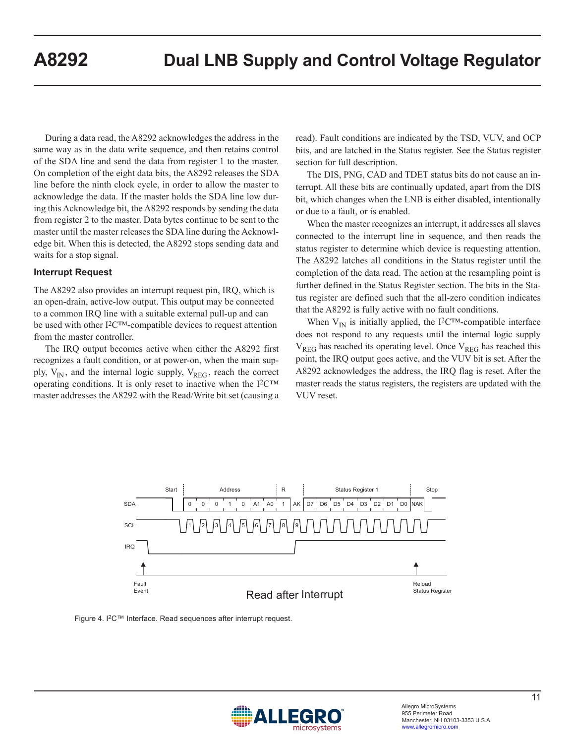During a data read, the A8292 acknowledges the address in the same way as in the data write sequence, and then retains control of the SDA line and send the data from register 1 to the master. On completion of the eight data bits, the A8292 releases the SDA line before the ninth clock cycle, in order to allow the master to acknowledge the data. If the master holds the SDA line low during this Acknowledge bit, the A8292 responds by sending the data from register 2 to the master. Data bytes continue to be sent to the master until the master releases the SDA line during the Acknowledge bit. When this is detected, the A8292 stops sending data and waits for a stop signal.

### Interrupt Request

The A8292 also provides an interrupt request pin, IRQ, which is an open-drain, active-low output. This output may be connected to a common IRQ line with a suitable external pull-up and can be used with other I²C™-compatible devices to request attention from the master controller.

The IRQ output becomes active when either the A8292 first recognizes a fault condition, or at power-on, when the main supply, $V_{IN}$, and the internal logic supply, $V_{REG}$, reach the correct operating conditions. It is only reset to inactive when the I²C™ master addresses the A8292 with the Read/Write bit set (causing a read). Fault conditions are indicated by the TSD, VUV, and OCP bits, and are latched in the Status register. See the Status register section for full description.

The DIS, PNG, CAD and TDET status bits do not cause an interrupt. All these bits are continually updated, apart from the DIS bit, which changes when the LNB is either disabled, intentionally or due to a fault, or is enabled.

When the master recognizes an interrupt, it addresses all slaves connected to the interrupt line in sequence, and then reads the status register to determine which device is requesting attention. The A8292 latches all conditions in the Status register until the completion of the data read. The action at the resampling point is further defined in the Status Register section. The bits in the Status register are defined such that the all-zero condition indicates that the A8292 is fully active with no fault conditions.

When $V_{IN}$ is initially applied, the I²C™-compatible interface does not respond to any requests until the internal logic supply $V_{REG}$ has reached its operating level. Once $V_{REG}$ has reached this point, the IRQ output goes active, and the VUV bit is set. After the A8292 acknowledges the address, the IRQ flag is reset. After the master reads the status registers, the registers are updated with the VUV reset.

Figure 4. I²C™ Interface. Read sequences after interrupt request.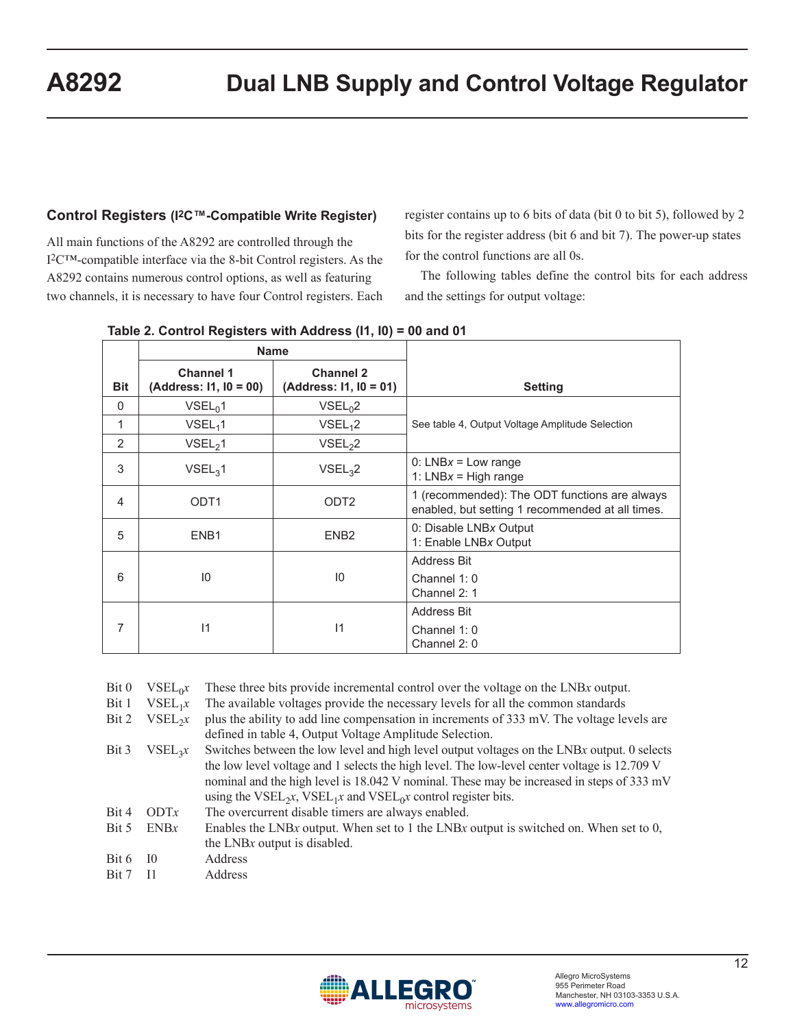### Control Registers (I²C™-Compatible Write Register)

All main functions of the A8292 are controlled through the I²C™-compatible interface via the 8-bit Control registers. As the A8292 contains numerous control options, as well as featuring two channels, it is necessary to have four Control registers. Each register contains up to 6 bits of data (bit 0 to bit 5), followed by 2 bits for the register address (bit 6 and bit 7). The power-up states for the control functions are all 0s.

The following tables define the control bits for each address and the settings for output voltage:

**Table 2. Control Registers with Address (I1, I0) = 00 and 01**

| Bit | Name | | Setting |
|---|---|---|---|
| | Channel 1 (Address: I1, I0 = 00) | Channel 2 (Address: I1, I0 = 01) | |
| 0 | $VSEL_0 1$ | $VSEL_0 2$ | See table 4, Output Voltage Amplitude Selection |
| 1 | $VSEL_1 1$ | $VSEL_1 2$ | |
| 2 | $VSEL_2 1$ | $VSEL_2 2$ | |
| 3 | $VSEL_3 1$ | $VSEL_3 2$ | 0: LNB*x* = Low range<br>1: LNB*x* = High range |
| 4 | ODT1 | ODT2 | 1 (recommended): The ODT functions are always enabled, but setting 1 recommended at all times. |
| 5 | ENB1 | ENB2 | 0: Disable LNB*x* Output<br>1: Enable LNB*x* Output |
| 6 | I0 | I0 | Address Bit<br>Channel 1: 0<br>Channel 2: 1 |
| 7 | I1 | I1 | Address Bit<br>Channel 1: 0<br>Channel 2: 0 |

Bit 0 $VSEL_0x$ / Bit 1 $VSEL_1x$ / Bit 2 $VSEL_2x$ — These three bits provide incremental control over the voltage on the LNB*x* output. The available voltages provide the necessary levels for all the common standards plus the ability to add line compensation in increments of 333 mV. The voltage levels are defined in table 4, Output Voltage Amplitude Selection.

Bit 3 $VSEL_3x$ — Switches between the low level and high level output voltages on the LNB*x* output. 0 selects the low level voltage and 1 selects the high level. The low-level center voltage is 12.709 V nominal and the high level is 18.042 V nominal. These may be increased in steps of 333 mV using the $VSEL_2x$, $VSEL_1x$ and $VSEL_0x$ control register bits.

Bit 4 ODT*x* — The overcurrent disable timers are always enabled.

Bit 5 ENB*x* — Enables the LNB*x* output. When set to 1 the LNB*x* output is switched on. When set to 0, the LNB*x* output is disabled.

Bit 6 I0 — Address

Bit 7 I1 — Address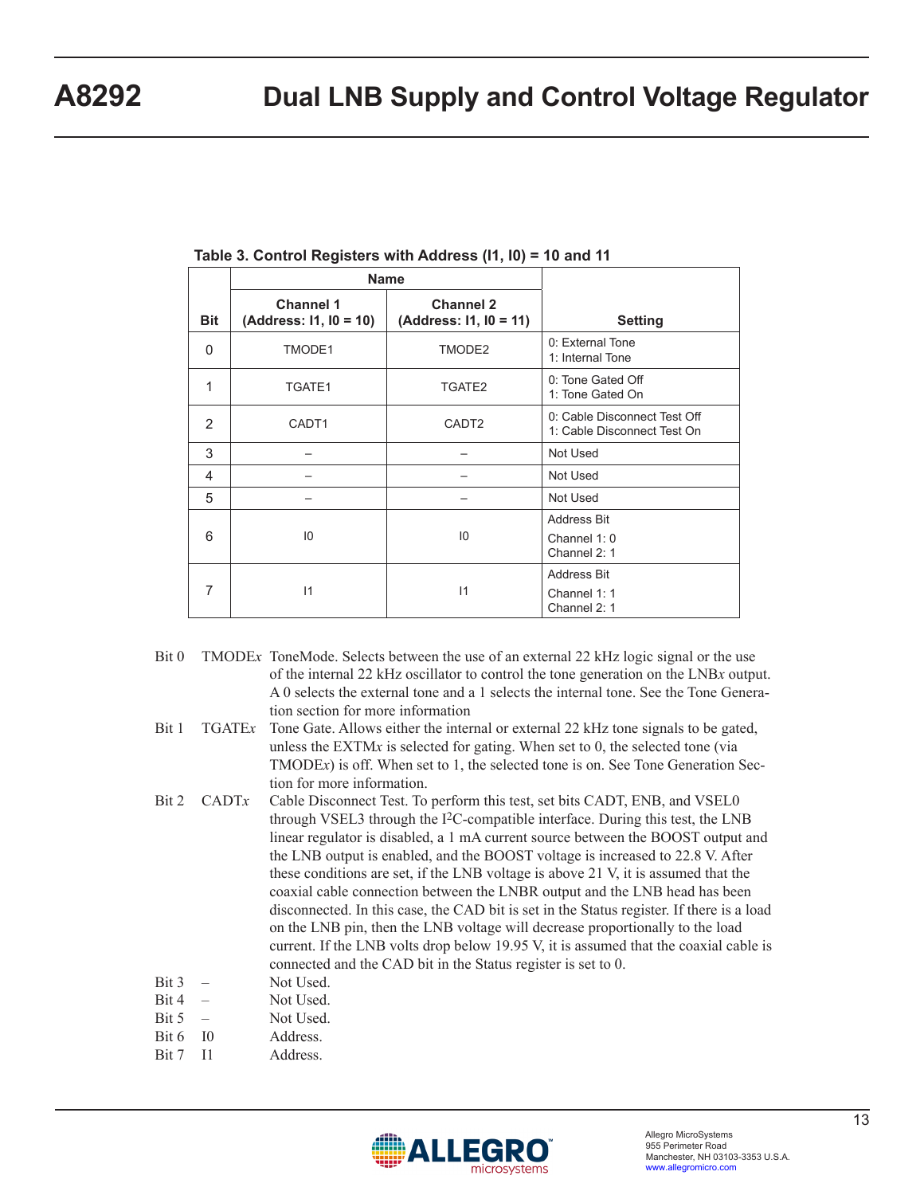**Table 3. Control Registers with Address (I1, I0) = 10 and 11**

| Bit | Name | | Setting |
|---|---|---|---|
| | Channel 1 (Address: I1, I0 = 10) | Channel 2 (Address: I1, I0 = 11) | |
| 0 | TMODE1 | TMODE2 | 0: External Tone<br>1: Internal Tone |
| 1 | TGATE1 | TGATE2 | 0: Tone Gated Off<br>1: Tone Gated On |
| 2 | CADT1 | CADT2 | 0: Cable Disconnect Test Off<br>1: Cable Disconnect Test On |
| 3 | – | – | Not Used |
| 4 | – | – | Not Used |
| 5 | – | – | Not Used |
| 6 | I0 | I0 | Address Bit<br>Channel 1: 0<br>Channel 2: 1 |
| 7 | I1 | I1 | Address Bit<br>Channel 1: 1<br>Channel 2: 1 |

Bit 0 TMODE*x* ToneMode. Selects between the use of an external 22 kHz logic signal or the use of the internal 22 kHz oscillator to control the tone generation on the LNB*x* output. A 0 selects the external tone and a 1 selects the internal tone. See the Tone Generation section for more information

Bit 1 TGATE*x* Tone Gate. Allows either the internal or external 22 kHz tone signals to be gated, unless the EXTM*x* is selected for gating. When set to 0, the selected tone (via TMODE*x*) is off. When set to 1, the selected tone is on. See Tone Generation Section for more information.

Bit 2 CADT*x* Cable Disconnect Test. To perform this test, set bits CADT, ENB, and VSEL0 through VSEL3 through the I²C-compatible interface. During this test, the LNB linear regulator is disabled, a 1 mA current source between the BOOST output and the LNB output is enabled, and the BOOST voltage is increased to 22.8 V. After these conditions are set, if the LNB voltage is above 21 V, it is assumed that the coaxial cable connection between the LNBR output and the LNB head has been disconnected. In this case, the CAD bit is set in the Status register. If there is a load on the LNB pin, then the LNB voltage will decrease proportionally to the load current. If the LNB volts drop below 19.95 V, it is assumed that the coaxial cable is connected and the CAD bit in the Status register is set to 0.

Bit 3 – Not Used.

Bit 4 – Not Used.

Bit 5 – Not Used.

Bit 6 I0 Address.

Bit 7 I1 Address.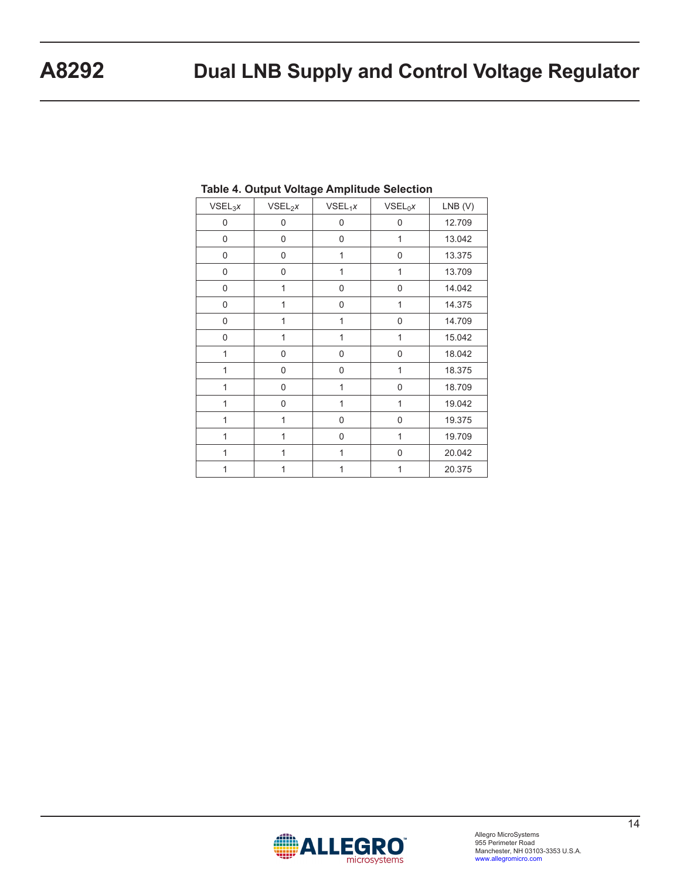**Table 4. Output Voltage Amplitude Selection**

| $VSEL_3x$ | $VSEL_2x$ | $VSEL_1x$ | $VSEL_0x$ | LNB (V) |
|---|---|---|---|---|
| 0 | 0 | 0 | 0 | 12.709 |
| 0 | 0 | 0 | 1 | 13.042 |
| 0 | 0 | 1 | 0 | 13.375 |
| 0 | 0 | 1 | 1 | 13.709 |
| 0 | 1 | 0 | 0 | 14.042 |
| 0 | 1 | 0 | 1 | 14.375 |
| 0 | 1 | 1 | 0 | 14.709 |
| 0 | 1 | 1 | 1 | 15.042 |
| 1 | 0 | 0 | 0 | 18.042 |
| 1 | 0 | 0 | 1 | 18.375 |
| 1 | 0 | 1 | 0 | 18.709 |
| 1 | 0 | 1 | 1 | 19.042 |
| 1 | 1 | 0 | 0 | 19.375 |
| 1 | 1 | 0 | 1 | 19.709 |
| 1 | 1 | 1 | 0 | 20.042 |
| 1 | 1 | 1 | 1 | 20.375 |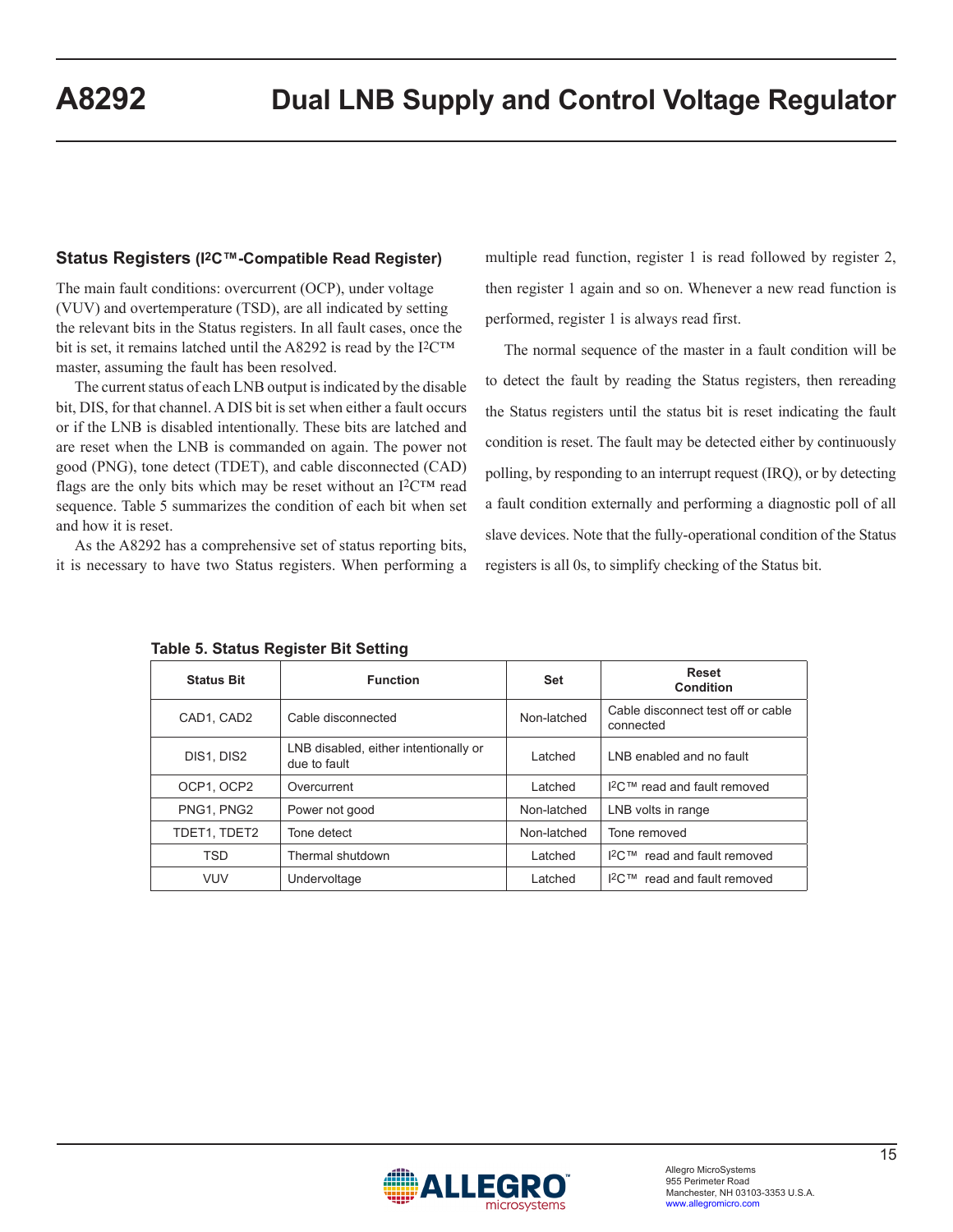## Status Registers (I²C™-Compatible Read Register)

The main fault conditions: overcurrent (OCP), under voltage (VUV) and overtemperature (TSD), are all indicated by setting the relevant bits in the Status registers. In all fault cases, once the bit is set, it remains latched until the A8292 is read by the I²C™ master, assuming the fault has been resolved.

The current status of each LNB output is indicated by the disable bit, DIS, for that channel. A DIS bit is set when either a fault occurs or if the LNB is disabled intentionally. These bits are latched and are reset when the LNB is commanded on again. The power not good (PNG), tone detect (TDET), and cable disconnected (CAD) flags are the only bits which may be reset without an I²C™ read sequence. Table 5 summarizes the condition of each bit when set and how it is reset.

As the A8292 has a comprehensive set of status reporting bits, it is necessary to have two Status registers. When performing a multiple read function, register 1 is read followed by register 2, then register 1 again and so on. Whenever a new read function is performed, register 1 is always read first.

The normal sequence of the master in a fault condition will be to detect the fault by reading the Status registers, then rereading the Status registers until the status bit is reset indicating the fault condition is reset. The fault may be detected either by continuously polling, by responding to an interrupt request (IRQ), or by detecting a fault condition externally and performing a diagnostic poll of all slave devices. Note that the fully-operational condition of the Status registers is all 0s, to simplify checking of the Status bit.

**Table 5. Status Register Bit Setting**

| Status Bit | Function | Set | Reset Condition |
|---|---|---|---|
| CAD1, CAD2 | Cable disconnected | Non-latched | Cable disconnect test off or cable connected |
| DIS1, DIS2 | LNB disabled, either intentionally or due to fault | Latched | LNB enabled and no fault |
| OCP1, OCP2 | Overcurrent | Latched | I²C™ read and fault removed |
| PNG1, PNG2 | Power not good | Non-latched | LNB volts in range |
| TDET1, TDET2 | Tone detect | Non-latched | Tone removed |
| TSD | Thermal shutdown | Latched | I²C™ read and fault removed |
| VUV | Undervoltage | Latched | I²C™ read and fault removed |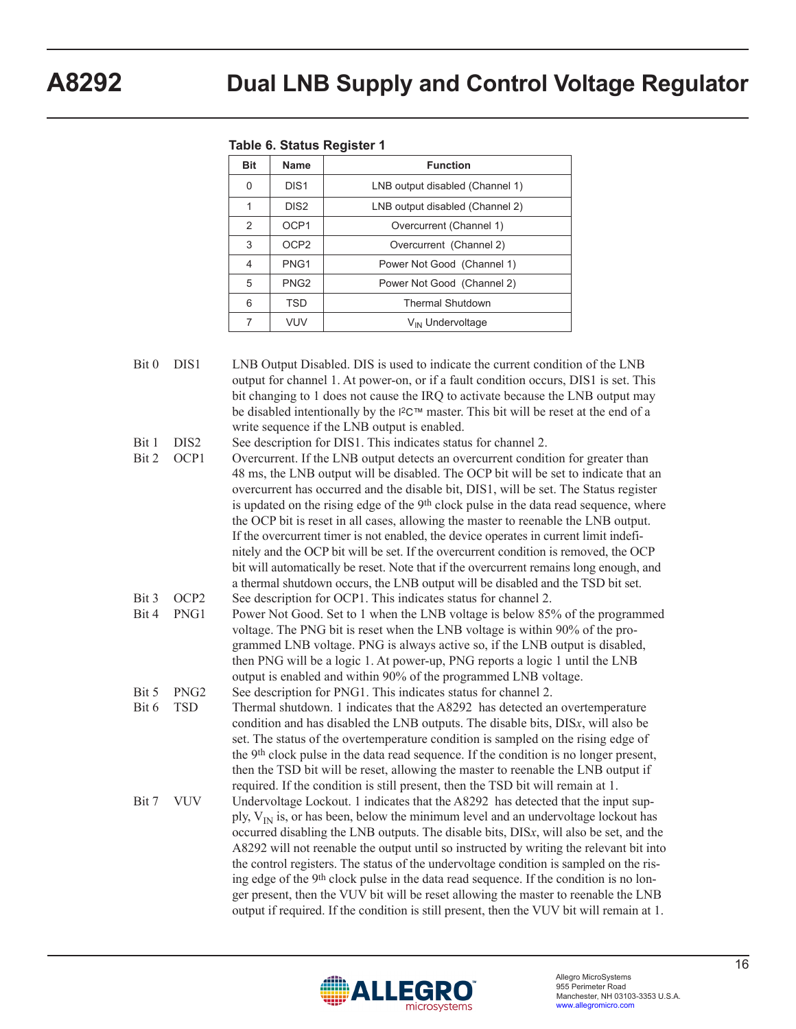**Table 6. Status Register 1**

| Bit | Name | Function |
|---|---|---|
| 0 | DIS1 | LNB output disabled (Channel 1) |
| 1 | DIS2 | LNB output disabled (Channel 2) |
| 2 | OCP1 | Overcurrent (Channel 1) |
| 3 | OCP2 | Overcurrent (Channel 2) |
| 4 | PNG1 | Power Not Good (Channel 1) |
| 5 | PNG2 | Power Not Good (Channel 2) |
| 6 | TSD | Thermal Shutdown |
| 7 | VUV | $V_{IN}$ Undervoltage |

Bit 0 DIS1 LNB Output Disabled. DIS is used to indicate the current condition of the LNB output for channel 1. At power-on, or if a fault condition occurs, DIS1 is set. This bit changing to 1 does not cause the IRQ to activate because the LNB output may be disabled intentionally by the I²C™ master. This bit will be reset at the end of a write sequence if the LNB output is enabled.

Bit 1 DIS2 See description for DIS1. This indicates status for channel 2.

Bit 2 OCP1 Overcurrent. If the LNB output detects an overcurrent condition for greater than 48 ms, the LNB output will be disabled. The OCP bit will be set to indicate that an overcurrent has occurred and the disable bit, DIS1, will be set. The Status register is updated on the rising edge of the 9th clock pulse in the data read sequence, where the OCP bit is reset in all cases, allowing the master to reenable the LNB output. If the overcurrent timer is not enabled, the device operates in current limit indefinitely and the OCP bit will be set. If the overcurrent condition is removed, the OCP bit will automatically be reset. Note that if the overcurrent remains long enough, and a thermal shutdown occurs, the LNB output will be disabled and the TSD bit set.

Bit 3 OCP2 See description for OCP1. This indicates status for channel 2.

Bit 4 PNG1 Power Not Good. Set to 1 when the LNB voltage is below 85% of the programmed voltage. The PNG bit is reset when the LNB voltage is within 90% of the programmed LNB voltage. PNG is always active so, if the LNB output is disabled, then PNG will be a logic 1. At power-up, PNG reports a logic 1 until the LNB output is enabled and within 90% of the programmed LNB voltage.

Bit 5 PNG2 See description for PNG1. This indicates status for channel 2.

Bit 6 TSD Thermal shutdown. 1 indicates that the A8292 has detected an overtemperature condition and has disabled the LNB outputs. The disable bits, DIS*x*, will also be set. The status of the overtemperature condition is sampled on the rising edge of the 9th clock pulse in the data read sequence. If the condition is no longer present, then the TSD bit will be reset, allowing the master to reenable the LNB output if required. If the condition is still present, then the TSD bit will remain at 1.

Bit 7 VUV Undervoltage Lockout. 1 indicates that the A8292 has detected that the input supply, $V_{IN}$ is, or has been, below the minimum level and an undervoltage lockout has occurred disabling the LNB outputs. The disable bits, DIS*x*, will also be set, and the A8292 will not reenable the output until so instructed by writing the relevant bit into the control registers. The status of the undervoltage condition is sampled on the rising edge of the 9th clock pulse in the data read sequence. If the condition is no longer present, then the VUV bit will be reset allowing the master to reenable the LNB output if required. If the condition is still present, then the VUV bit will remain at 1.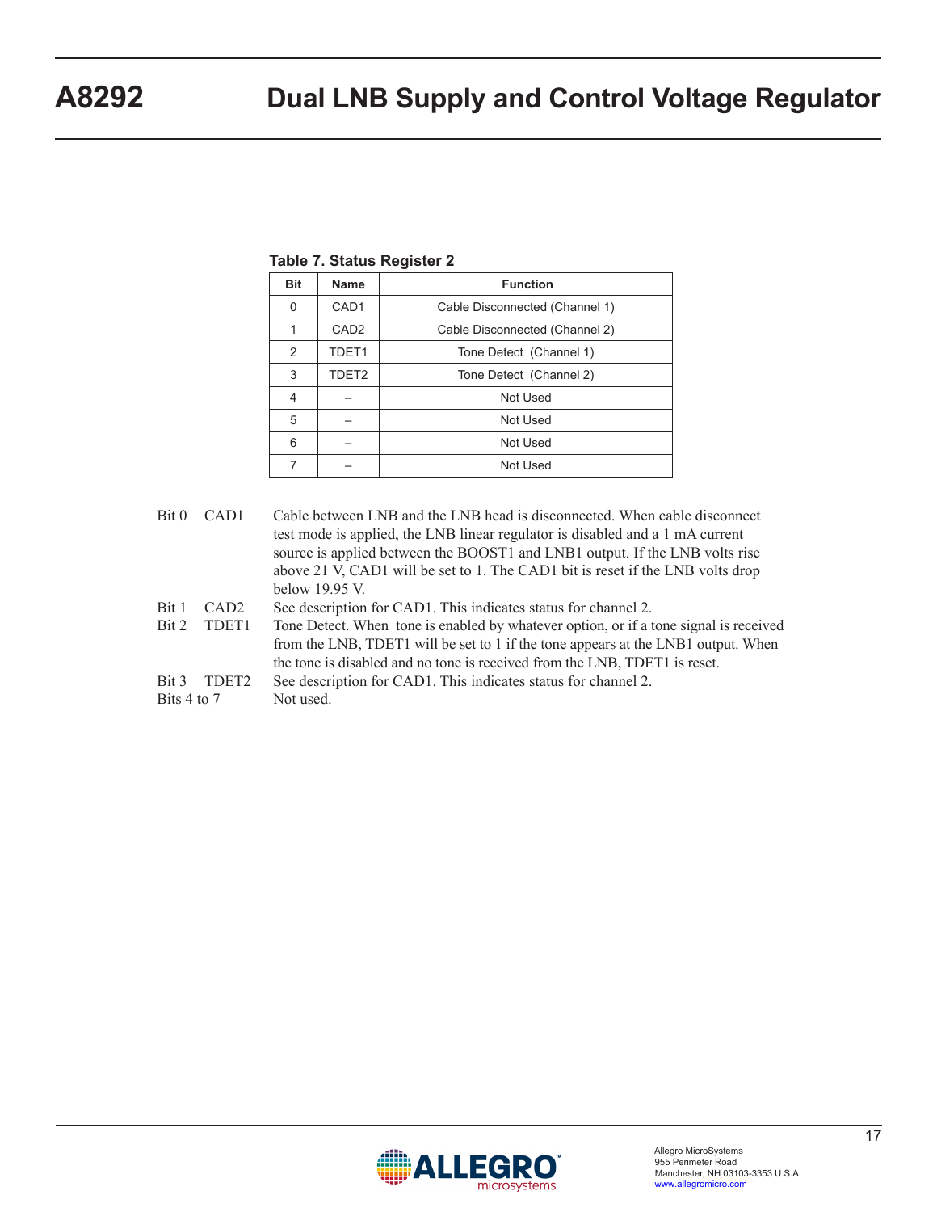**Table 7. Status Register 2**

| Bit | Name | Function |
|---|---|---|
| 0 | CAD1 | Cable Disconnected (Channel 1) |
| 1 | CAD2 | Cable Disconnected (Channel 2) |
| 2 | TDET1 | Tone Detect (Channel 1) |
| 3 | TDET2 | Tone Detect (Channel 2) |
| 4 | – | Not Used |
| 5 | – | Not Used |
| 6 | – | Not Used |
| 7 | – | Not Used |

Bit 0 CAD1 — Cable between LNB and the LNB head is disconnected. When cable disconnect test mode is applied, the LNB linear regulator is disabled and a 1 mA current source is applied between the BOOST1 and LNB1 output. If the LNB volts rise above 21 V, CAD1 will be set to 1. The CAD1 bit is reset if the LNB volts drop below 19.95 V.

Bit 1 CAD2 — See description for CAD1. This indicates status for channel 2.

Bit 2 TDET1 — Tone Detect. When tone is enabled by whatever option, or if a tone signal is received from the LNB, TDET1 will be set to 1 if the tone appears at the LNB1 output. When the tone is disabled and no tone is received from the LNB, TDET1 is reset.

Bit 3 TDET2 — See description for CAD1. This indicates status for channel 2.

Bits 4 to 7 — Not used.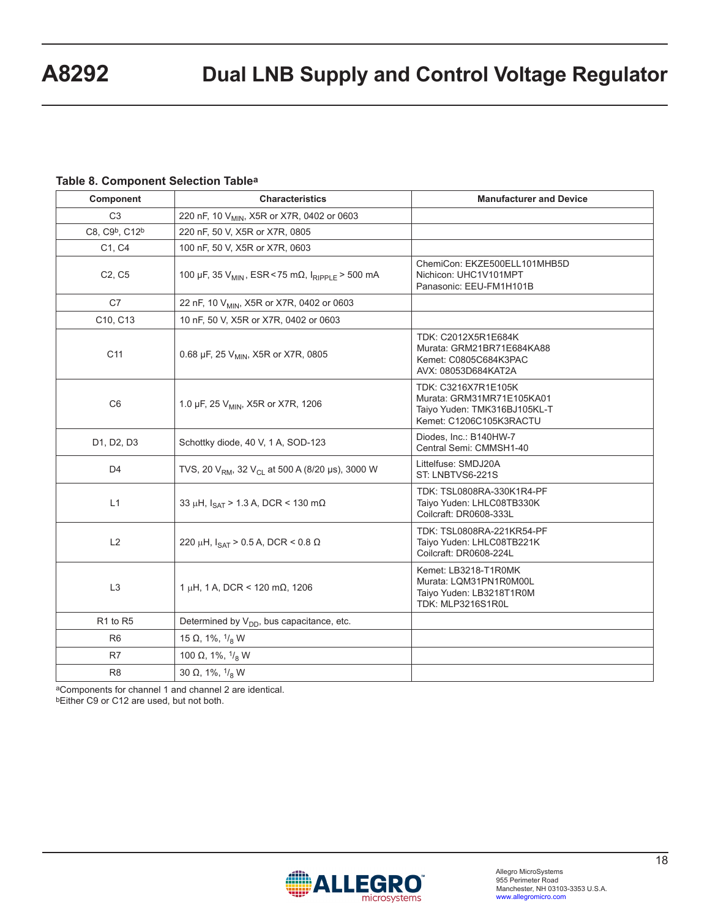**Table 8. Component Selection Table[a]**

| Component | Characteristics | Manufacturer and Device |
|---|---|---|
| C3 | 220 nF, 10 $V_{MIN}$, X5R or X7R, 0402 or 0603 | |
| C8, C9[b], C12[b] | 220 nF, 50 V, X5R or X7R, 0805 | |
| C1, C4 | 100 nF, 50 V, X5R or X7R, 0603 | |
| C2, C5 | 100 µF, 35 $V_{MIN}$, ESR < 75 mΩ, $I_{RIPPLE}$ > 500 mA | ChemiCon: EKZE500ELL101MHB5D<br>Nichicon: UHC1V101MPT<br>Panasonic: EEU-FM1H101B |
| C7 | 22 nF, 10 $V_{MIN}$, X5R or X7R, 0402 or 0603 | |
| C10, C13 | 10 nF, 50 V, X5R or X7R, 0402 or 0603 | |
| C11 | 0.68 µF, 25 $V_{MIN}$, X5R or X7R, 0805 | TDK: C2012X5R1E684K<br>Murata: GRM21BR71E684KA88<br>Kemet: C0805C684K3PAC<br>AVX: 08053D684KAT2A |
| C6 | 1.0 µF, 25 $V_{MIN}$, X5R or X7R, 1206 | TDK: C3216X7R1E105K<br>Murata: GRM31MR71E105KA01<br>Taiyo Yuden: TMK316BJ105KL-T<br>Kemet: C1206C105K3RACTU |
| D1, D2, D3 | Schottky diode, 40 V, 1 A, SOD-123 | Diodes, Inc.: B140HW-7<br>Central Semi: CMMSH1-40 |
| D4 | TVS, 20 $V_{RM}$, 32 $V_{CL}$ at 500 A (8/20 µs), 3000 W | Littelfuse: SMDJ20A<br>ST: LNBTVS6-221S |
| L1 | 33 µH, $I_{SAT}$ > 1.3 A, DCR < 130 mΩ | TDK: TSL0808RA-330K1R4-PF<br>Taiyo Yuden: LHLC08TB330K<br>Coilcraft: DR0608-333L |
| L2 | 220 µH, $I_{SAT}$ > 0.5 A, DCR < 0.8 Ω | TDK: TSL0808RA-221KR54-PF<br>Taiyo Yuden: LHLC08TB221K<br>Coilcraft: DR0608-224L |
| L3 | 1 µH, 1 A, DCR < 120 mΩ, 1206 | Kemet: LB3218-T1R0MK<br>Murata: LQM31PN1R0M00L<br>Taiyo Yuden: LB3218T1R0M<br>TDK: MLP3216S1R0L |
| R1 to R5 | Determined by $V_{DD}$, bus capacitance, etc. | |
| R6 | 15 Ω, 1%, $^1/_8$ W | |
| R7 | 100 Ω, 1%, $^1/_8$ W | |
| R8 | 30 Ω, 1%, $^1/_8$ W | |

[a]Components for channel 1 and channel 2 are identical.
[b]Either C9 or C12 are used, but not both.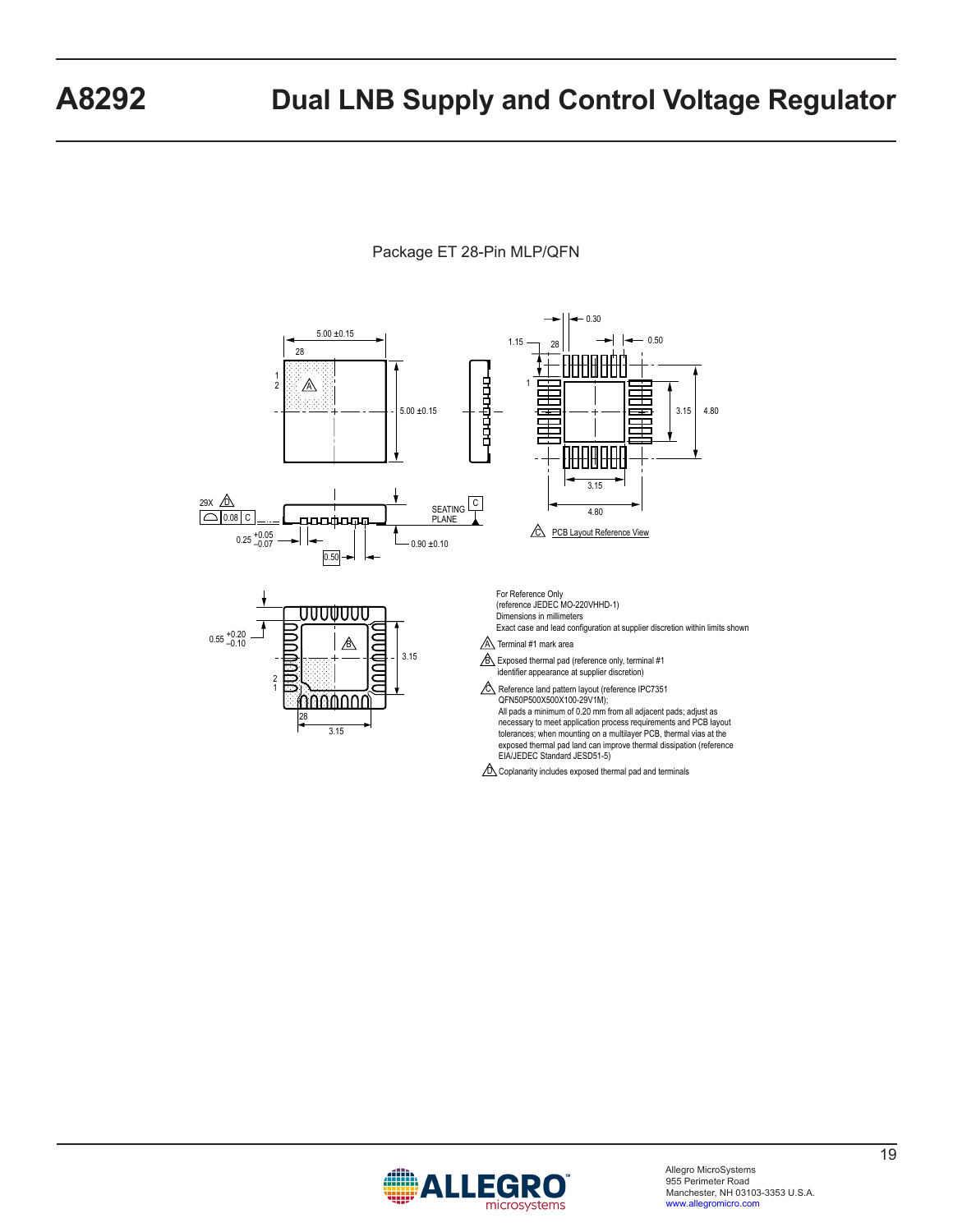## Package ET 28-Pin MLP/QFN

For Reference Only
(reference JEDEC MO-220VHHD-1)
Dimensions in millimeters
Exact case and lead configuration at supplier discretion within limits shown

A Terminal #1 mark area

B Exposed thermal pad (reference only, terminal #1 identifier appearance at supplier discretion)

C Reference land pattern layout (reference IPC7351 QFN50P500X500X100-29V1M);
All pads a minimum of 0.20 mm from all adjacent pads; adjust as necessary to meet application process requirements and PCB layout tolerances; when mounting on a multilayer PCB, thermal vias at the exposed thermal pad land can improve thermal dissipation (reference EIA/JEDEC Standard JESD51-5)

D Coplanarity includes exposed thermal pad and terminals

C PCB Layout Reference View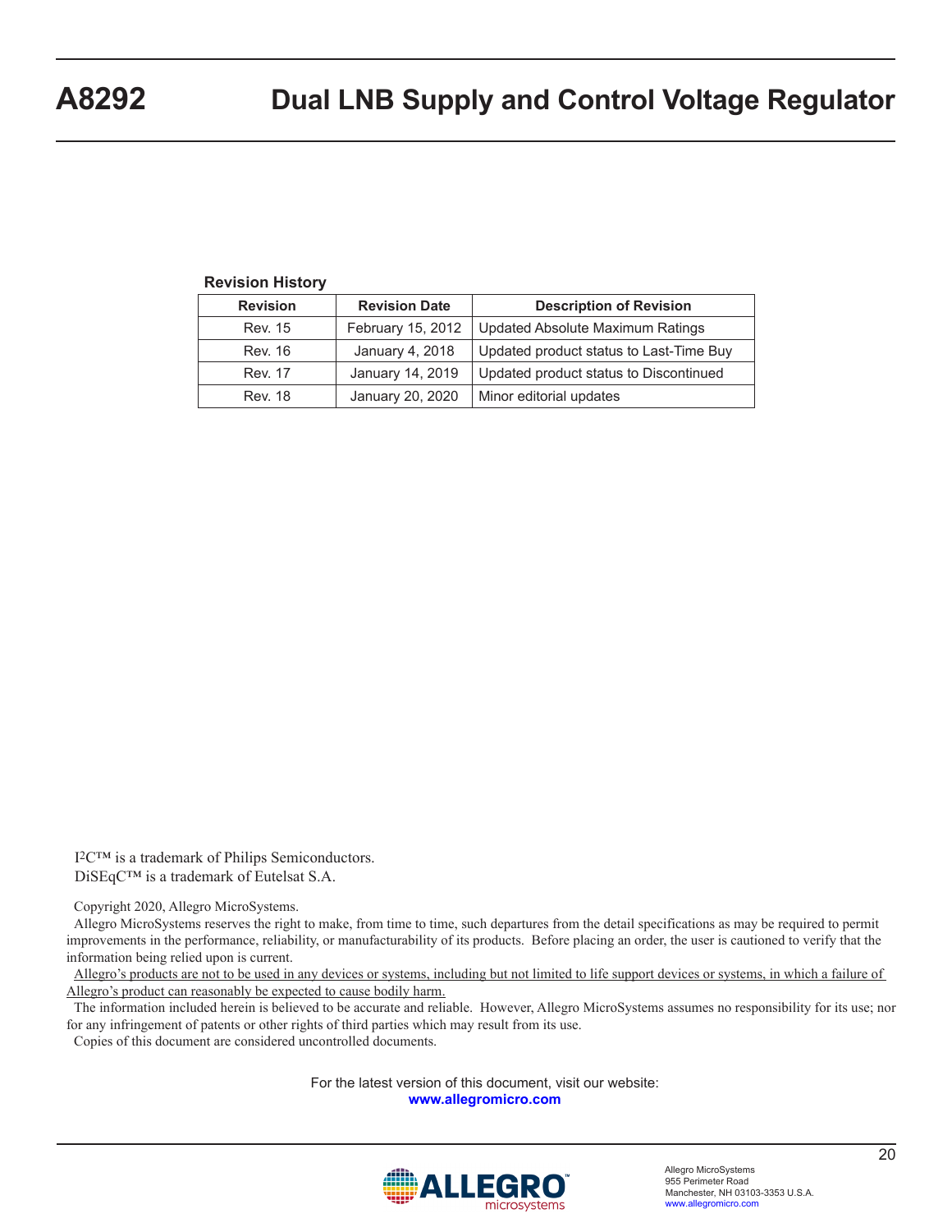**Revision History**

| Revision | Revision Date | Description of Revision |
|---|---|---|
| Rev. 15 | February 15, 2012 | Updated Absolute Maximum Ratings |
| Rev. 16 | January 4, 2018 | Updated product status to Last-Time Buy |
| Rev. 17 | January 14, 2019 | Updated product status to Discontinued |
| Rev. 18 | January 20, 2020 | Minor editorial updates |

I²C™ is a trademark of Philips Semiconductors.
DiSEqC™ is a trademark of Eutelsat S.A.

Copyright 2020, Allegro MicroSystems.

Allegro MicroSystems reserves the right to make, from time to time, such departures from the detail specifications as may be required to permit improvements in the performance, reliability, or manufacturability of its products. Before placing an order, the user is cautioned to verify that the information being relied upon is current.

Allegro's products are not to be used in any devices or systems, including but not limited to life support devices or systems, in which a failure of Allegro's product can reasonably be expected to cause bodily harm.

The information included herein is believed to be accurate and reliable. However, Allegro MicroSystems assumes no responsibility for its use; nor for any infringement of patents or other rights of third parties which may result from its use.

Copies of this document are considered uncontrolled documents.

For the latest version of this document, visit our website:
**www.allegromicro.com**